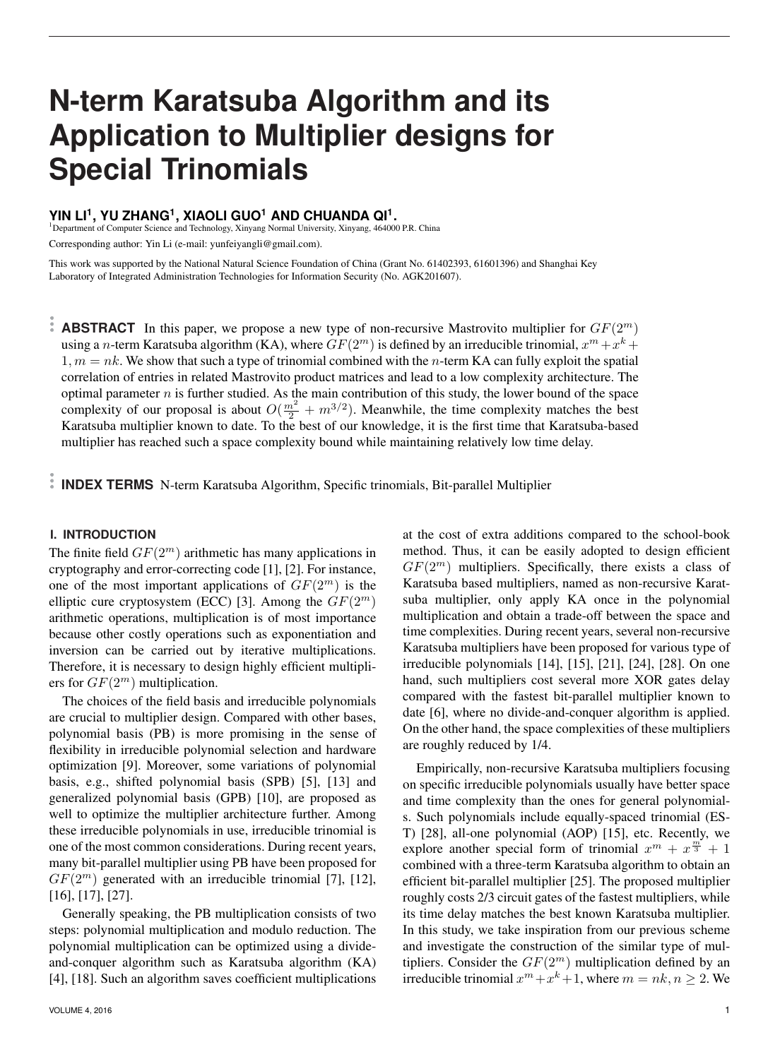# N-term Karatsuba Algorithm and its Application to Multiplier designs for Special Trinomials

**YIN LI[1], YU ZHANG[1], XIAOLI GUO[1] AND CHUANDA QI[1].**

[1]Department of Computer Science and Technology, Xinyang Normal University, Xinyang, 464000 P.R. China

Corresponding author: Yin Li (e-mail: yunfeiyangli@gmail.com).

This work was supported by the National Natural Science Foundation of China (Grant No. 61402393, 61601396) and Shanghai Key Laboratory of Integrated Administration Technologies for Information Security (No. AGK201607).

**ABSTRACT** In this paper, we propose a new type of non-recursive Mastrovito multiplier for $GF(2^m)$ using a $n$-term Karatsuba algorithm (KA), where $GF(2^m)$ is defined by an irreducible trinomial, $x^m + x^k + 1, m = nk$. We show that such a type of trinomial combined with the $n$-term KA can fully exploit the spatial correlation of entries in related Mastrovito product matrices and lead to a low complexity architecture. The optimal parameter $n$ is further studied. As the main contribution of this study, the lower bound of the space complexity of our proposal is about $O(\frac{m^2}{2} + m^{3/2})$. Meanwhile, the time complexity matches the best Karatsuba multiplier known to date. To the best of our knowledge, it is the first time that Karatsuba-based multiplier has reached such a space complexity bound while maintaining relatively low time delay.

**INDEX TERMS** N-term Karatsuba Algorithm, Specific trinomials, Bit-parallel Multiplier

## I. INTRODUCTION

The finite field $GF(2^m)$ arithmetic has many applications in cryptography and error-correcting code [1], [2]. For instance, one of the most important applications of $GF(2^m)$ is the elliptic cure cryptosystem (ECC) [3]. Among the $GF(2^m)$ arithmetic operations, multiplication is of most importance because other costly operations such as exponentiation and inversion can be carried out by iterative multiplications. Therefore, it is necessary to design highly efficient multipliers for $GF(2^m)$ multiplication.

The choices of the field basis and irreducible polynomials are crucial to multiplier design. Compared with other bases, polynomial basis (PB) is more promising in the sense of flexibility in irreducible polynomial selection and hardware optimization [9]. Moreover, some variations of polynomial basis, e.g., shifted polynomial basis (SPB) [5], [13] and generalized polynomial basis (GPB) [10], are proposed as well to optimize the multiplier architecture further. Among these irreducible polynomials in use, irreducible trinomial is one of the most common considerations. During recent years, many bit-parallel multiplier using PB have been proposed for $GF(2^m)$ generated with an irreducible trinomial [7], [12], [16], [17], [27].

Generally speaking, the PB multiplication consists of two steps: polynomial multiplication and modulo reduction. The polynomial multiplication can be optimized using a divide-and-conquer algorithm such as Karatsuba algorithm (KA) [4], [18]. Such an algorithm saves coefficient multiplications at the cost of extra additions compared to the school-book method. Thus, it can be easily adopted to design efficient $GF(2^m)$ multipliers. Specifically, there exists a class of Karatsuba based multipliers, named as non-recursive Karatsuba multiplier, only apply KA once in the polynomial multiplication and obtain a trade-off between the space and time complexities. During recent years, several non-recursive Karatsuba multipliers have been proposed for various type of irreducible polynomials [14], [15], [21], [24], [28]. On one hand, such multipliers cost several more XOR gates delay compared with the fastest bit-parallel multiplier known to date [6], where no divide-and-conquer algorithm is applied. On the other hand, the space complexities of these multipliers are roughly reduced by 1/4.

Empirically, non-recursive Karatsuba multipliers focusing on specific irreducible polynomials usually have better space and time complexity than the ones for general polynomials. Such polynomials include equally-spaced trinomial (EST) [28], all-one polynomial (AOP) [15], etc. Recently, we explore another special form of trinomial $x^m + x^{\frac{m}{3}} + 1$ combined with a three-term Karatsuba algorithm to obtain an efficient bit-parallel multiplier [25]. The proposed multiplier roughly costs 2/3 circuit gates of the fastest multipliers, while its time delay matches the best known Karatsuba multiplier. In this study, we take inspiration from our previous scheme and investigate the construction of the similar type of multipliers. Consider the $GF(2^m)$ multiplication defined by an irreducible trinomial $x^m + x^k + 1$, where $m = nk, n \geq 2$. We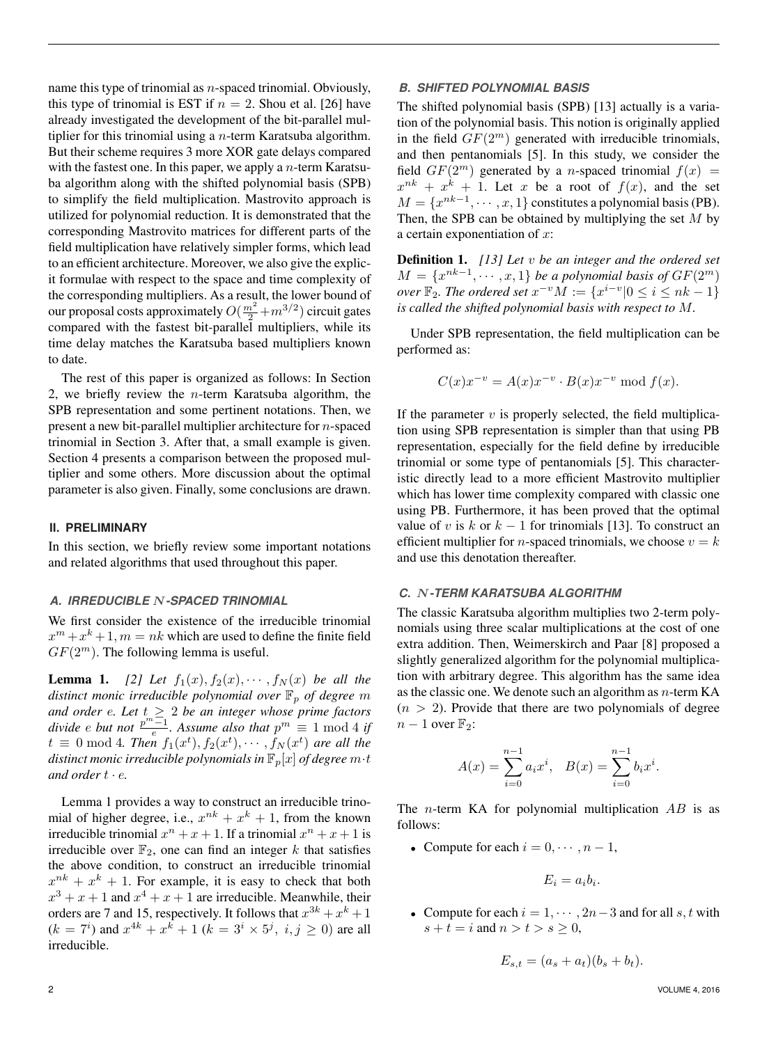name this type of trinomial as $n$-spaced trinomial. Obviously, this type of trinomial is EST if $n = 2$. Shou et al. [26] have already investigated the development of the bit-parallel multiplier for this trinomial using a $n$-term Karatsuba algorithm. But their scheme requires 3 more XOR gate delays compared with the fastest one. In this paper, we apply a $n$-term Karatsuba algorithm along with the shifted polynomial basis (SPB) to simplify the field multiplication. Mastrovito approach is utilized for polynomial reduction. It is demonstrated that the corresponding Mastrovito matrices for different parts of the field multiplication have relatively simpler forms, which lead to an efficient architecture. Moreover, we also give the explicit formulae with respect to the space and time complexity of the corresponding multipliers. As a result, the lower bound of our proposal costs approximately $O(\frac{m^2}{2}+m^{3/2})$ circuit gates compared with the fastest bit-parallel multipliers, while its time delay matches the Karatsuba based multipliers known to date.

The rest of this paper is organized as follows: In Section 2, we briefly review the $n$-term Karatsuba algorithm, the SPB representation and some pertinent notations. Then, we present a new bit-parallel multiplier architecture for $n$-spaced trinomial in Section 3. After that, a small example is given. Section 4 presents a comparison between the proposed multiplier and some others. More discussion about the optimal parameter is also given. Finally, some conclusions are drawn.

## II. PRELIMINARY

In this section, we briefly review some important notations and related algorithms that used throughout this paper.

### A. IRREDUCIBLE $N$-SPACED TRINOMIAL

We first consider the existence of the irreducible trinomial $x^m + x^k + 1, m = nk$ which are used to define the finite field $GF(2^m)$. The following lemma is useful.

**Lemma 1.** *[2] Let $f_1(x), f_2(x), \cdots, f_N(x)$ be all the distinct monic irreducible polynomial over $\mathbb{F}_p$ of degree $m$ and order $e$. Let $t \geq 2$ be an integer whose prime factors divide $e$ but not $\frac{p^m-1}{e}$. Assume also that $p^m \equiv 1 \bmod 4$ if $t \equiv 0 \bmod 4$. Then $f_1(x^t), f_2(x^t), \cdots, f_N(x^t)$ are all the distinct monic irreducible polynomials in $\mathbb{F}_p[x]$ of degree $m \cdot t$ and order $t \cdot e$.*

Lemma 1 provides a way to construct an irreducible trinomial of higher degree, i.e., $x^{nk} + x^k + 1$, from the known irreducible trinomial $x^n + x + 1$. If a trinomial $x^n + x + 1$ is irreducible over $\mathbb{F}_2$, one can find an integer $k$ that satisfies the above condition, to construct an irreducible trinomial $x^{nk} + x^k + 1$. For example, it is easy to check that both $x^3 + x + 1$ and $x^4 + x + 1$ are irreducible. Meanwhile, their orders are 7 and 15, respectively. It follows that $x^{3k} + x^k + 1$ ($k = 7^i$) and $x^{4k} + x^k + 1$ ($k = 3^i \times 5^j,\ i, j \geq 0$) are all irreducible.

### B. SHIFTED POLYNOMIAL BASIS

The shifted polynomial basis (SPB) [13] actually is a variation of the polynomial basis. This notion is originally applied in the field $GF(2^m)$ generated with irreducible trinomials, and then pentanomials [5]. In this study, we consider the field $GF(2^m)$ generated by a $n$-spaced trinomial $f(x) = x^{nk} + x^k + 1$. Let $x$ be a root of $f(x)$, and the set $M = \{x^{nk-1}, \cdots, x, 1\}$ constitutes a polynomial basis (PB). Then, the SPB can be obtained by multiplying the set $M$ by a certain exponentiation of $x$:

**Definition 1.** *[13] Let $v$ be an integer and the ordered set $M = \{x^{nk-1}, \cdots, x, 1\}$ be a polynomial basis of $GF(2^m)$ over $\mathbb{F}_2$. The ordered set $x^{-v}M := \{x^{i-v} | 0 \leq i \leq nk-1\}$ is called the shifted polynomial basis with respect to $M$.*

Under SPB representation, the field multiplication can be performed as:

$$C(x)x^{-v} = A(x)x^{-v} \cdot B(x)x^{-v} \bmod f(x).$$

If the parameter $v$ is properly selected, the field multiplication using SPB representation is simpler than that using PB representation, especially for the field define by irreducible trinomial or some type of pentanomials [5]. This characteristic directly lead to a more efficient Mastrovito multiplier which has lower time complexity compared with classic one using PB. Furthermore, it has been proved that the optimal value of $v$ is $k$ or $k-1$ for trinomials [13]. To construct an efficient multiplier for $n$-spaced trinomials, we choose $v = k$ and use this denotation thereafter.

### C. $N$-TERM KARATSUBA ALGORITHM

The classic Karatsuba algorithm multiplies two 2-term polynomials using three scalar multiplications at the cost of one extra addition. Then, Weimerskirch and Paar [8] proposed a slightly generalized algorithm for the polynomial multiplication with arbitrary degree. This algorithm has the same idea as the classic one. We denote such an algorithm as $n$-term KA ($n > 2$). Provide that there are two polynomials of degree $n-1$ over $\mathbb{F}_2$:

$$A(x) = \sum_{i=0}^{n-1} a_i x^i, \quad B(x) = \sum_{i=0}^{n-1} b_i x^i.$$

The $n$-term KA for polynomial multiplication $AB$ is as follows:

- Compute for each $i = 0, \cdots, n-1$,

$$E_i = a_i b_i.$$

- Compute for each $i = 1, \cdots, 2n-3$ and for all $s, t$ with $s + t = i$ and $n > t > s \geq 0$,

$$E_{s,t} = (a_s + a_t)(b_s + b_t).$$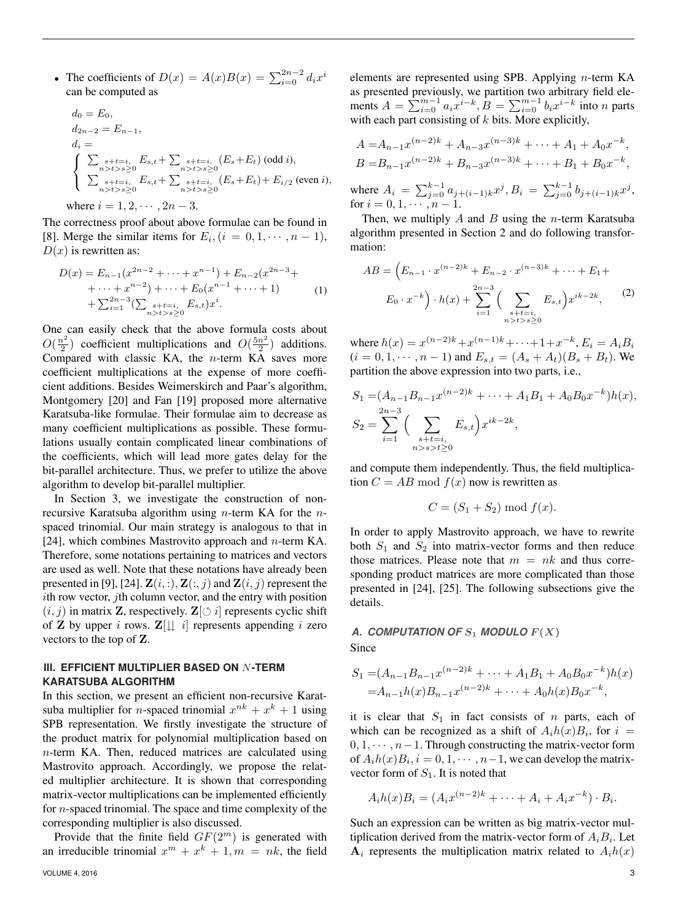- The coefficients of $D(x) = A(x)B(x) = \sum_{i=0}^{2n-2} d_i x^i$ can be computed as

$$
\begin{aligned}
&d_0 = E_0,\\
&d_{2n-2} = E_{n-1},\\
&d_i = \\
&\begin{cases} \sum_{\substack{s+t=i,\\ n>t>s\geq 0}} E_{s,t} + \sum_{\substack{s+t=i,\\ n>t>s\geq 0}} (E_s+E_t) \text{ (odd } i),\\ \sum_{\substack{s+t=i,\\ n>t>s\geq 0}} E_{s,t} + \sum_{\substack{s+t=i,\\ n>t>s\geq 0}} (E_s+E_t) + E_{i/2} \text{ (even } i),\end{cases}
\end{aligned}
$$

where $i = 1, 2, \cdots, 2n-3$.

The correctness proof about above formulae can be found in [8]. Merge the similar items for $E_i, (i = 0, 1, \cdots, n-1)$, $D(x)$ is rewritten as:

$$
\begin{aligned}
D(x) = &E_{n-1}(x^{2n-2} + \cdots + x^{n-1}) + E_{n-2}(x^{2n-3} + \\
&+ \cdots + x^{n-2}) + \cdots + E_0(x^{n-1} + \cdots + 1) \\
&+ \sum_{i=1}^{2n-3} (\sum_{\substack{s+t=i,\\ n>t>s\geq 0}} E_{s,t}) x^i.
\end{aligned} \tag{1}
$$

One can easily check that the above formula costs about $O(\frac{n^2}{2})$ coefficient multiplications and $O(\frac{5n^2}{2})$ additions. Compared with classic KA, the $n$-term KA saves more coefficient multiplications at the expense of more coefficient additions. Besides Weimerskirch and Paar's algorithm, Montgomery [20] and Fan [19] proposed more alternative Karatsuba-like formulae. Their formulae aim to decrease as many coefficient multiplications as possible. These formulations usually contain complicated linear combinations of the coefficients, which will lead more gates delay for the bit-parallel architecture. Thus, we prefer to utilize the above algorithm to develop bit-parallel multiplier.

In Section 3, we investigate the construction of non-recursive Karatsuba algorithm using $n$-term KA for the $n$-spaced trinomial. Our main strategy is analogous to that in [24], which combines Mastrovito approach and $n$-term KA. Therefore, some notations pertaining to matrices and vectors are used as well. Note that these notations have already been presented in [9], [24]. $\mathbf{Z}(i,:)$, $\mathbf{Z}(:,j)$ and $\mathbf{Z}(i,j)$ represent the $i$th row vector, $j$th column vector, and the entry with position $(i,j)$ in matrix $\mathbf{Z}$, respectively. $\mathbf{Z}[\circlearrowleft i]$ represents cyclic shift of $\mathbf{Z}$ by upper $i$ rows. $\mathbf{Z}[\downarrow\downarrow i]$ represents appending $i$ zero vectors to the top of $\mathbf{Z}$.

## III. EFFICIENT MULTIPLIER BASED ON $N$-TERM KARATSUBA ALGORITHM

In this section, we present an efficient non-recursive Karatsuba multiplier for $n$-spaced trinomial $x^{nk} + x^k + 1$ using SPB representation. We firstly investigate the structure of the product matrix for polynomial multiplication based on $n$-term KA. Then, reduced matrices are calculated using Mastrovito approach. Accordingly, we propose the related multiplier architecture. It is shown that corresponding matrix-vector multiplications can be implemented efficiently for $n$-spaced trinomial. The space and time complexity of the corresponding multiplier is also discussed.

Provide that the finite field $GF(2^m)$ is generated with an irreducible trinomial $x^m + x^k + 1, m = nk$, the field elements are represented using SPB. Applying $n$-term KA as presented previously, we partition two arbitrary field elements $A = \sum_{i=0}^{m-1} a_i x^{i-k}, B = \sum_{i=0}^{m-1} b_i x^{i-k}$ into $n$ parts with each part consisting of $k$ bits. More explicitly,

$$
\begin{aligned}
A =&A_{n-1}x^{(n-2)k} + A_{n-3}x^{(n-3)k} + \cdots + A_1 + A_0 x^{-k},\\
B =&B_{n-1}x^{(n-2)k} + B_{n-3}x^{(n-3)k} + \cdots + B_1 + B_0 x^{-k},
\end{aligned}
$$

where $A_i = \sum_{j=0}^{k-1} a_{j+(i-1)k} x^j, B_i = \sum_{j=0}^{k-1} b_{j+(i-1)k} x^j$, for $i = 0, 1, \cdots, n-1$.

Then, we multiply $A$ and $B$ using the $n$-term Karatsuba algorithm presented in Section 2 and do following transformation:

$$
\begin{aligned}
AB = &\Big(E_{n-1} \cdot x^{(n-2)k} + E_{n-2} \cdot x^{(n-3)k} + \cdots + E_1 + \\
&E_0 \cdot x^{-k}\Big) \cdot h(x) + \sum_{i=1}^{2n-3} \Big( \sum_{\substack{s+t=i,\\ n>t>s\geq 0}} E_{s,t} \Big) x^{ik-2k},
\end{aligned} \tag{2}
$$

where $h(x) = x^{(n-2)k} + x^{(n-1)k} + \cdots + 1 + x^{-k}$, $E_i = A_i B_i$ $(i = 0, 1, \cdots, n-1)$ and $E_{s,t} = (A_s + A_t)(B_s + B_t)$. We partition the above expression into two parts, i.e.,

$$
\begin{aligned}
S_1 =&(A_{n-1}B_{n-1}x^{(n-2)k} + \cdots + A_1B_1 + A_0B_0x^{-k})h(x),\\
S_2 =&\sum_{i=1}^{2n-3} \Big( \sum_{\substack{s+t=i,\\ n>s>t\geq 0}} E_{s,t} \Big) x^{ik-2k},
\end{aligned}
$$

and compute them independently. Thus, the field multiplication $C = AB \bmod f(x)$ now is rewritten as

$$
C = (S_1 + S_2) \bmod f(x).
$$

In order to apply Mastrovito approach, we have to rewrite both $S_1$ and $S_2$ into matrix-vector forms and then reduce those matrices. Please note that $m = nk$ and thus corresponding product matrices are more complicated than those presented in [24], [25]. The following subsections give the details.

### A. COMPUTATION OF $S_1$ MODULO $F(X)$

Since

$$
\begin{aligned}
S_1 =&(A_{n-1}B_{n-1}x^{(n-2)k} + \cdots + A_1B_1 + A_0B_0x^{-k})h(x)\\
=&A_{n-1}h(x)B_{n-1}x^{(n-2)k} + \cdots + A_0h(x)B_0x^{-k},
\end{aligned}
$$

it is clear that $S_1$ in fact consists of $n$ parts, each of which can be recognized as a shift of $A_i h(x) B_i$, for $i = 0, 1, \cdots, n-1$. Through constructing the matrix-vector form of $A_i h(x) B_i, i = 0, 1, \cdots, n-1$, we can develop the matrix-vector form of $S_1$. It is noted that

$$
A_i h(x) B_i = (A_i x^{(n-2)k} + \cdots + A_i + A_i x^{-k}) \cdot B_i.
$$

Such an expression can be written as big matrix-vector multiplication derived from the matrix-vector form of $A_i B_i$. Let $\mathbf{A}_i$ represents the multiplication matrix related to $A_i h(x)$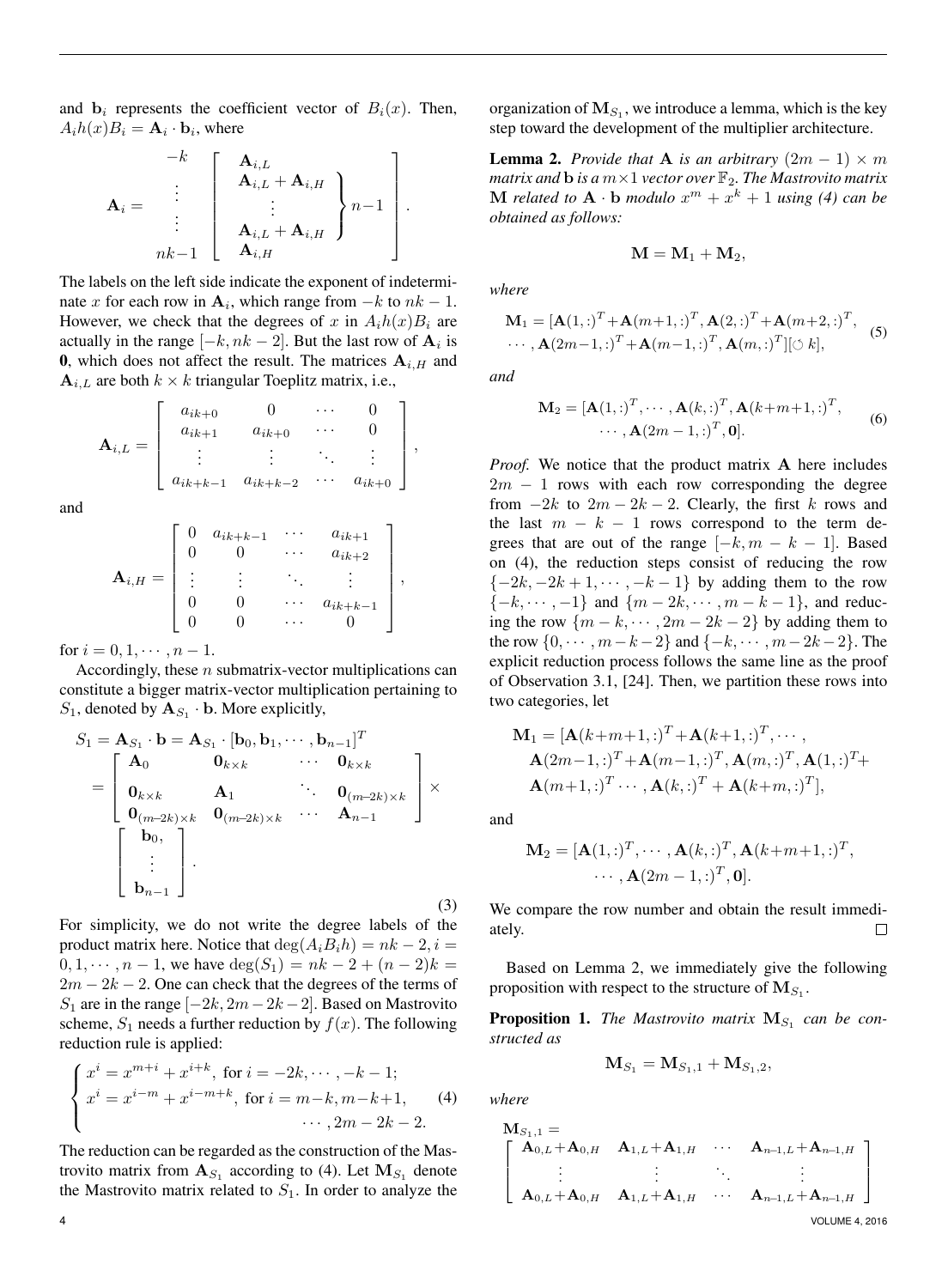and $\mathbf{b}_i$ represents the coefficient vector of $B_i(x)$. Then, $A_i h(x) B_i = \mathbf{A}_i \cdot \mathbf{b}_i$, where

$$
\mathbf{A}_i = \begin{array}{c} -k \\ \vdots \\ \vdots \\ nk-1 \end{array} \left[ \begin{array}{c} \mathbf{A}_{i,L} \\ \left.\begin{array}{c} \mathbf{A}_{i,L} + \mathbf{A}_{i,H} \\ \vdots \\ \mathbf{A}_{i,L} + \mathbf{A}_{i,H} \end{array}\right\} n-1 \\ \mathbf{A}_{i,H} \end{array} \right].
$$

The labels on the left side indicate the exponent of indeterminate $x$ for each row in $\mathbf{A}_i$, which range from $-k$ to $nk-1$. However, we check that the degrees of $x$ in $A_i h(x) B_i$ are actually in the range $[-k, nk-2]$. But the last row of $\mathbf{A}_i$ is $\mathbf{0}$, which does not affect the result. The matrices $\mathbf{A}_{i,H}$ and $\mathbf{A}_{i,L}$ are both $k \times k$ triangular Toeplitz matrix, i.e.,

$$
\mathbf{A}_{i,L} = \begin{bmatrix} a_{ik+0} & 0 & \cdots & 0 \\ a_{ik+1} & a_{ik+0} & \cdots & 0 \\ \vdots & \vdots & \ddots & \vdots \\ a_{ik+k-1} & a_{ik+k-2} & \cdots & a_{ik+0} \end{bmatrix},
$$

and

$$
\mathbf{A}_{i,H} = \begin{bmatrix} 0 & a_{ik+k-1} & \cdots & a_{ik+1} \\ 0 & 0 & \cdots & a_{ik+2} \\ \vdots & \vdots & \ddots & \vdots \\ 0 & 0 & \cdots & a_{ik+k-1} \\ 0 & 0 & \cdots & 0 \end{bmatrix},
$$

for $i = 0, 1, \cdots, n-1$.

Accordingly, these $n$ submatrix-vector multiplications can constitute a bigger matrix-vector multiplication pertaining to $S_1$, denoted by $\mathbf{A}_{S_1} \cdot \mathbf{b}$. More explicitly,

$$
\begin{aligned}
S_1 &= \mathbf{A}_{S_1} \cdot \mathbf{b} = \mathbf{A}_{S_1} \cdot [\mathbf{b}_0, \mathbf{b}_1, \cdots, \mathbf{b}_{n-1}]^T \\
&= \begin{bmatrix} \mathbf{A}_0 & \mathbf{0}_{k\times k} & \cdots & \mathbf{0}_{k\times k} \\ \mathbf{0}_{k\times k} & \mathbf{A}_1 & \ddots & \mathbf{0}_{(m-2k)\times k} \\ \mathbf{0}_{(m-2k)\times k} & \mathbf{0}_{(m-2k)\times k} & \cdots & \mathbf{A}_{n-1} \end{bmatrix} \times \begin{bmatrix} \mathbf{b}_0, \\ \vdots \\ \mathbf{b}_{n-1} \end{bmatrix}.
\end{aligned} \tag{3}
$$

For simplicity, we do not write the degree labels of the product matrix here. Notice that $\deg(A_i B_i h) = nk-2, i = 0, 1, \cdots, n-1$, we have $\deg(S_1) = nk-2+(n-2)k = 2m-2k-2$. One can check that the degrees of the terms of $S_1$ are in the range $[-2k, 2m-2k-2]$. Based on Mastrovito scheme, $S_1$ needs a further reduction by $f(x)$. The following reduction rule is applied:

$$
\begin{cases} x^i = x^{m+i} + x^{i+k}, \text{ for } i = -2k, \cdots, -k-1; \\ x^i = x^{i-m} + x^{i-m+k}, \text{ for } i = m-k, m-k+1, \\ \qquad\qquad\qquad\qquad\qquad \cdots, 2m-2k-2. \end{cases} \tag{4}
$$

The reduction can be regarded as the construction of the Mastrovito matrix from $\mathbf{A}_{S_1}$ according to (4). Let $\mathbf{M}_{S_1}$ denote the Mastrovito matrix related to $S_1$. In order to analyze the organization of $\mathbf{M}_{S_1}$, we introduce a lemma, which is the key step toward the development of the multiplier architecture.

**Lemma 2.** *Provide that $\mathbf{A}$ is an arbitrary $(2m-1) \times m$ matrix and $\mathbf{b}$ is a $m\times 1$ vector over $\mathbb{F}_2$. The Mastrovito matrix $\mathbf{M}$ related to $\mathbf{A} \cdot \mathbf{b}$ modulo $x^m + x^k + 1$ using (4) can be obtained as follows:*

$$
\mathbf{M} = \mathbf{M}_1 + \mathbf{M}_2,
$$

*where*

$$
\begin{aligned}
\mathbf{M}_1 = [&\mathbf{A}(1,:)^T + \mathbf{A}(m+1,:)^T, \mathbf{A}(2,:)^T + \mathbf{A}(m+2,:)^T, \\
&\cdots, \mathbf{A}(2m-1,:)^T + \mathbf{A}(m-1,:)^T, \mathbf{A}(m,:)^T][\circlearrowleft k],
\end{aligned} \tag{5}
$$

*and*

$$
\begin{aligned}
\mathbf{M}_2 = [&\mathbf{A}(1,:)^T, \cdots, \mathbf{A}(k,:)^T, \mathbf{A}(k+m+1,:)^T, \\
&\cdots, \mathbf{A}(2m-1,:)^T, \mathbf{0}].
\end{aligned} \tag{6}
$$

*Proof.* We notice that the product matrix $\mathbf{A}$ here includes $2m-1$ rows with each row corresponding the degree from $-2k$ to $2m-2k-2$. Clearly, the first $k$ rows and the last $m-k-1$ rows correspond to the term degrees that are out of the range $[-k, m-k-1]$. Based on (4), the reduction steps consist of reducing the row $\{-2k, -2k+1, \cdots, -k-1\}$ by adding them to the row $\{-k, \cdots, -1\}$ and $\{m-2k, \cdots, m-k-1\}$, and reducing the row $\{m-k, \cdots, 2m-2k-2\}$ by adding them to the row $\{0, \cdots, m-k-2\}$ and $\{-k, \cdots, m-2k-2\}$. The explicit reduction process follows the same line as the proof of Observation 3.1, [24]. Then, we partition these rows into two categories, let

$$
\begin{aligned}
\mathbf{M}_1 = [&\mathbf{A}(k+m+1,:)^T + \mathbf{A}(k+1,:)^T, \cdots, \\
&\mathbf{A}(2m-1,:)^T + \mathbf{A}(m-1,:)^T, \mathbf{A}(m,:)^T, \mathbf{A}(1,:)^T + \\
&\mathbf{A}(m+1,:)^T \cdots, \mathbf{A}(k,:)^T + \mathbf{A}(k+m,:)^T],
\end{aligned}
$$

and

$$
\begin{aligned}
\mathbf{M}_2 = [&\mathbf{A}(1,:)^T, \cdots, \mathbf{A}(k,:)^T, \mathbf{A}(k+m+1,:)^T, \\
&\cdots, \mathbf{A}(2m-1,:)^T, \mathbf{0}].
\end{aligned}
$$

We compare the row number and obtain the result immediately. $\square$

Based on Lemma 2, we immediately give the following proposition with respect to the structure of $\mathbf{M}_{S_1}$.

**Proposition 1.** *The Mastrovito matrix $\mathbf{M}_{S_1}$ can be constructed as*

$$
\mathbf{M}_{S_1} = \mathbf{M}_{S_1,1} + \mathbf{M}_{S_1,2},
$$

*where*

$$
\mathbf{M}_{S_1,1} = \begin{bmatrix} \mathbf{A}_{0,L} + \mathbf{A}_{0,H} & \mathbf{A}_{1,L} + \mathbf{A}_{1,H} & \cdots & \mathbf{A}_{n-1,L} + \mathbf{A}_{n-1,H} \\ \vdots & \vdots & \ddots & \vdots \\ \mathbf{A}_{0,L} + \mathbf{A}_{0,H} & \mathbf{A}_{1,L} + \mathbf{A}_{1,H} & \cdots & \mathbf{A}_{n-1,L} + \mathbf{A}_{n-1,H} \end{bmatrix}
$$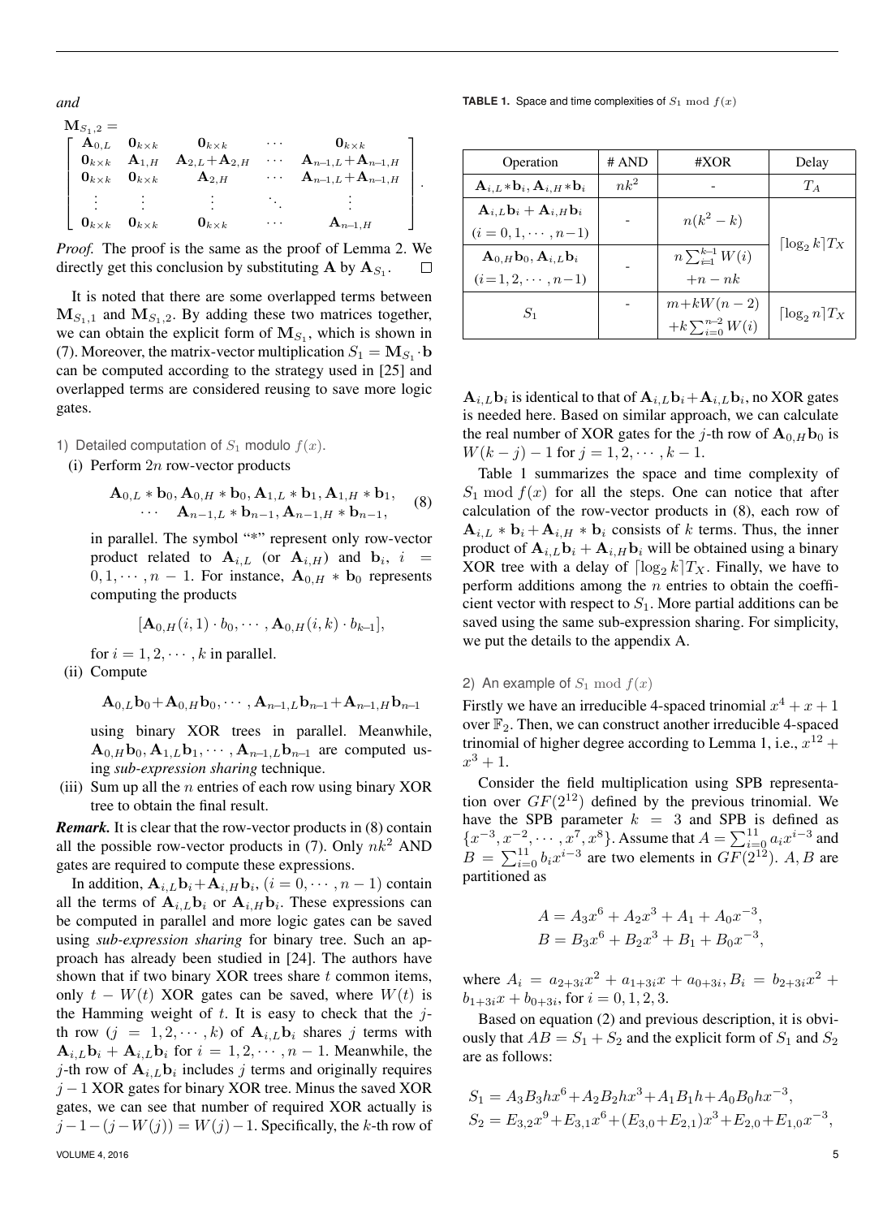*and*

$$
\mathbf{M}_{S_1,2} = \begin{bmatrix} \mathbf{A}_{0,L} & \mathbf{0}_{k\times k} & \mathbf{0}_{k\times k} & \cdots & \mathbf{0}_{k\times k} \\ \mathbf{0}_{k\times k} & \mathbf{A}_{1,H} & \mathbf{A}_{2,L}+\mathbf{A}_{2,H} & \cdots & \mathbf{A}_{n-1,L}+\mathbf{A}_{n-1,H} \\ \mathbf{0}_{k\times k} & \mathbf{0}_{k\times k} & \mathbf{A}_{2,H} & \cdots & \mathbf{A}_{n-1,L}+\mathbf{A}_{n-1,H} \\ \vdots & \vdots & \vdots & \ddots & \vdots \\ \mathbf{0}_{k\times k} & \mathbf{0}_{k\times k} & \mathbf{0}_{k\times k} & \cdots & \mathbf{A}_{n-1,H} \end{bmatrix}.
$$

*Proof.* The proof is the same as the proof of Lemma 2. We directly get this conclusion by substituting $\mathbf{A}$ by $\mathbf{A}_{S_1}$. □

It is noted that there are some overlapped terms between $\mathbf{M}_{S_1,1}$ and $\mathbf{M}_{S_1,2}$. By adding these two matrices together, we can obtain the explicit form of $\mathbf{M}_{S_1}$, which is shown in (7). Moreover, the matrix-vector multiplication $S_1 = \mathbf{M}_{S_1} \cdot \mathbf{b}$ can be computed according to the strategy used in [25] and overlapped terms are considered reusing to save more logic gates.

#### 1) Detailed computation of $S_1$ modulo $f(x)$.

(i) Perform $2n$ row-vector products

$$
\begin{array}{c} \mathbf{A}_{0,L} * \mathbf{b}_0, \mathbf{A}_{0,H} * \mathbf{b}_0, \mathbf{A}_{1,L} * \mathbf{b}_1, \mathbf{A}_{1,H} * \mathbf{b}_1, \\ \cdots \quad \mathbf{A}_{n-1,L} * \mathbf{b}_{n-1}, \mathbf{A}_{n-1,H} * \mathbf{b}_{n-1}, \end{array} \tag{8}
$$

in parallel. The symbol "*" represent only row-vector product related to $\mathbf{A}_{i,L}$ (or $\mathbf{A}_{i,H}$) and $\mathbf{b}_i$, $i = 0, 1, \cdots, n-1$. For instance, $\mathbf{A}_{0,H} * \mathbf{b}_0$ represents computing the products

$$
[\mathbf{A}_{0,H}(i,1) \cdot b_0, \cdots, \mathbf{A}_{0,H}(i,k) \cdot b_{k-1}],
$$

for $i = 1, 2, \cdots, k$ in parallel.

(ii) Compute

$$
\mathbf{A}_{0,L}\mathbf{b}_0 + \mathbf{A}_{0,H}\mathbf{b}_0, \cdots, \mathbf{A}_{n-1,L}\mathbf{b}_{n-1} + \mathbf{A}_{n-1,H}\mathbf{b}_{n-1}
$$

using binary XOR trees in parallel. Meanwhile, $\mathbf{A}_{0,H}\mathbf{b}_0, \mathbf{A}_{1,L}\mathbf{b}_1, \cdots, \mathbf{A}_{n-1,L}\mathbf{b}_{n-1}$ are computed using *sub-expression sharing* technique.

(iii) Sum up all the $n$ entries of each row using binary XOR tree to obtain the final result.

***Remark.*** It is clear that the row-vector products in (8) contain all the possible row-vector products in (7). Only $nk^2$ AND gates are required to compute these expressions.

In addition, $\mathbf{A}_{i,L}\mathbf{b}_i + \mathbf{A}_{i,H}\mathbf{b}_i$, $(i = 0, \cdots, n-1)$ contain all the terms of $\mathbf{A}_{i,L}\mathbf{b}_i$ or $\mathbf{A}_{i,H}\mathbf{b}_i$. These expressions can be computed in parallel and more logic gates can be saved using *sub-expression sharing* for binary tree. Such an approach has already been studied in [24]. The authors have shown that if two binary XOR trees share $t$ common items, only $t - W(t)$ XOR gates can be saved, where $W(t)$ is the Hamming weight of $t$. It is easy to check that the $j$-th row ($j = 1, 2, \cdots, k$) of $\mathbf{A}_{i,L}\mathbf{b}_i$ shares $j$ terms with $\mathbf{A}_{i,L}\mathbf{b}_i + \mathbf{A}_{i,L}\mathbf{b}_i$ for $i = 1, 2, \cdots, n-1$. Meanwhile, the $j$-th row of $\mathbf{A}_{i,L}\mathbf{b}_i$ includes $j$ terms and originally requires $j-1$ XOR gates for binary XOR tree. Minus the saved XOR gates, we can see that number of required XOR actually is $j-1-(j-W(j)) = W(j)-1$. Specifically, the $k$-th row of $\mathbf{A}_{i,L}\mathbf{b}_i$ is identical to that of $\mathbf{A}_{i,L}\mathbf{b}_i + \mathbf{A}_{i,L}\mathbf{b}_i$, no XOR gates is needed here. Based on similar approach, we can calculate the real number of XOR gates for the $j$-th row of $\mathbf{A}_{0,H}\mathbf{b}_0$ is $W(k-j)-1$ for $j = 1, 2, \cdots, k-1$.

**TABLE 1.** Space and time complexities of $S_1 \bmod f(x)$

| Operation | # AND | #XOR | Delay |
|---|---|---|---|
| $\mathbf{A}_{i,L} * \mathbf{b}_i, \mathbf{A}_{i,H} * \mathbf{b}_i$ | $nk^2$ | - | $T_A$ |
| $\mathbf{A}_{i,L}\mathbf{b}_i + \mathbf{A}_{i,H}\mathbf{b}_i$ $(i = 0, 1, \cdots, n-1)$ | - | $n(k^2 - k)$ | $\lceil \log_2 k \rceil T_X$ |
| $\mathbf{A}_{0,H}\mathbf{b}_0, \mathbf{A}_{i,L}\mathbf{b}_i$ $(i = 1, 2, \cdots, n-1)$ | - | $n\sum_{i=1}^{k-1} W(i) + n - nk$ | |
| $S_1$ | - | $m + kW(n-2) + k\sum_{i=0}^{n-2} W(i)$ | $\lceil \log_2 n \rceil T_X$ |

Table 1 summarizes the space and time complexity of $S_1 \bmod f(x)$ for all the steps. One can notice that after calculation of the row-vector products in (8), each row of $\mathbf{A}_{i,L} * \mathbf{b}_i + \mathbf{A}_{i,H} * \mathbf{b}_i$ consists of $k$ terms. Thus, the inner product of $\mathbf{A}_{i,L}\mathbf{b}_i + \mathbf{A}_{i,H}\mathbf{b}_i$ will be obtained using a binary XOR tree with a delay of $\lceil \log_2 k \rceil T_X$. Finally, we have to perform additions among the $n$ entries to obtain the coefficient vector with respect to $S_1$. More partial additions can be saved using the same sub-expression sharing. For simplicity, we put the details to the appendix A.

#### 2) An example of $S_1 \bmod f(x)$

Firstly we have an irreducible 4-spaced trinomial $x^4 + x + 1$ over $\mathbb{F}_2$. Then, we can construct another irreducible 4-spaced trinomial of higher degree according to Lemma 1, i.e., $x^{12} + x^3 + 1$.

Consider the field multiplication using SPB representation over $GF(2^{12})$ defined by the previous trinomial. We have the SPB parameter $k = 3$ and SPB is defined as $\{x^{-3}, x^{-2}, \cdots, x^7, x^8\}$. Assume that $A = \sum_{i=0}^{11} a_i x^{i-3}$ and $B = \sum_{i=0}^{11} b_i x^{i-3}$ are two elements in $GF(2^{12})$. $A, B$ are partitioned as

$$
\begin{aligned}
A &= A_3 x^6 + A_2 x^3 + A_1 + A_0 x^{-3}, \\
B &= B_3 x^6 + B_2 x^3 + B_1 + B_0 x^{-3},
\end{aligned}
$$

where $A_i = a_{2+3i}x^2 + a_{1+3i}x + a_{0+3i}, B_i = b_{2+3i}x^2 + b_{1+3i}x + b_{0+3i}$, for $i = 0, 1, 2, 3$.

Based on equation (2) and previous description, it is obviously that $AB = S_1 + S_2$ and the explicit form of $S_1$ and $S_2$ are as follows:

$$
\begin{aligned}
S_1 &= A_3B_3hx^6 + A_2B_2hx^3 + A_1B_1h + A_0B_0hx^{-3}, \\
S_2 &= E_{3,2}x^9 + E_{3,1}x^6 + (E_{3,0} + E_{2,1})x^3 + E_{2,0} + E_{1,0}x^{-3},
\end{aligned}
$$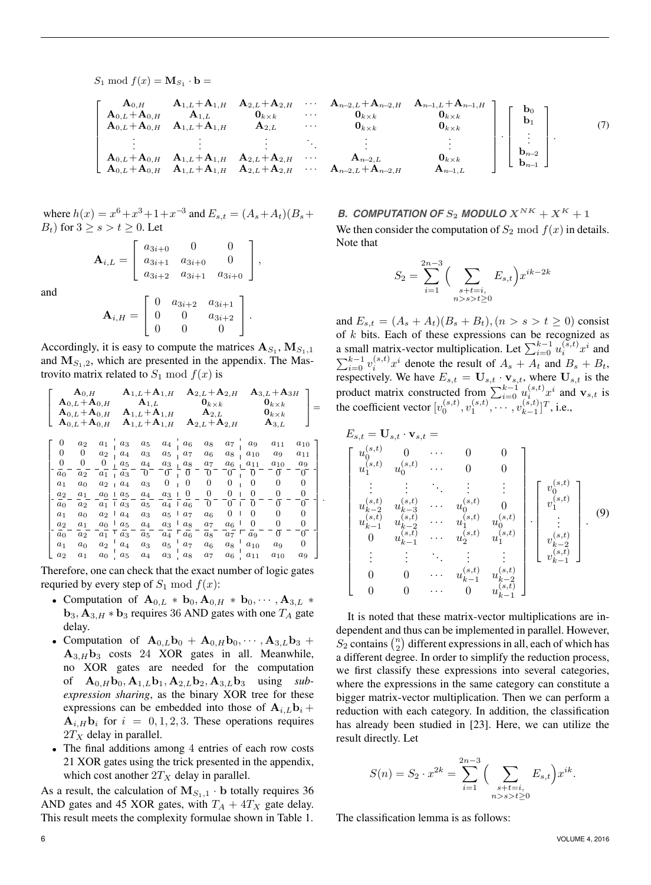$$S_1 \bmod f(x) = \mathbf{M}_{S_1} \cdot \mathbf{b} =$$

$$\begin{bmatrix} \mathbf{A}_{0,H} & \mathbf{A}_{1,L}+\mathbf{A}_{1,H} & \mathbf{A}_{2,L}+\mathbf{A}_{2,H} & \cdots & \mathbf{A}_{n-2,L}+\mathbf{A}_{n-2,H} & \mathbf{A}_{n-1,L}+\mathbf{A}_{n-1,H} \\ \mathbf{A}_{0,L}+\mathbf{A}_{0,H} & \mathbf{A}_{1,L} & \mathbf{0}_{k\times k} & \cdots & \mathbf{0}_{k\times k} & \mathbf{0}_{k\times k} \\ \mathbf{A}_{0,L}+\mathbf{A}_{0,H} & \mathbf{A}_{1,L}+\mathbf{A}_{1,H} & \mathbf{A}_{2,L} & \cdots & \mathbf{0}_{k\times k} & \mathbf{0}_{k\times k} \\ \vdots & \vdots & \vdots & \ddots & \vdots & \vdots \\ \mathbf{A}_{0,L}+\mathbf{A}_{0,H} & \mathbf{A}_{1,L}+\mathbf{A}_{1,H} & \mathbf{A}_{2,L}+\mathbf{A}_{2,H} & \cdots & \mathbf{A}_{n-2,L} & \mathbf{0}_{k\times k} \\ \mathbf{A}_{0,L}+\mathbf{A}_{0,H} & \mathbf{A}_{1,L}+\mathbf{A}_{1,H} & \mathbf{A}_{2,L}+\mathbf{A}_{2,H} & \cdots & \mathbf{A}_{n-2,L}+\mathbf{A}_{n-2,H} & \mathbf{A}_{n-1,L} \end{bmatrix} \cdot \begin{bmatrix} \mathbf{b}_0 \\ \mathbf{b}_1 \\ \vdots \\ \mathbf{b}_{n-2} \\ \mathbf{b}_{n-1} \end{bmatrix}. \quad (7)$$

where $h(x) = x^6+x^3+1+x^{-3}$ and $E_{s,t} = (A_s+A_t)(B_s+B_t)$ for $3 \geq s > t \geq 0$. Let

$$\mathbf{A}_{i,L} = \begin{bmatrix} a_{3i+0} & 0 & 0 \\ a_{3i+1} & a_{3i+0} & 0 \\ a_{3i+2} & a_{3i+1} & a_{3i+0} \end{bmatrix},$$

and

$$\mathbf{A}_{i,H} = \begin{bmatrix} 0 & a_{3i+2} & a_{3i+1} \\ 0 & 0 & a_{3i+2} \\ 0 & 0 & 0 \end{bmatrix}.$$

Accordingly, it is easy to compute the matrices $\mathbf{A}_{S_1}$, $\mathbf{M}_{S_1,1}$ and $\mathbf{M}_{S_1,2}$, which are presented in the appendix. The Mastrovito matrix related to $S_1 \bmod f(x)$ is

$$\begin{bmatrix} \mathbf{A}_{0,H} & \mathbf{A}_{1,L}+\mathbf{A}_{1,H} & \mathbf{A}_{2,L}+\mathbf{A}_{2,H} & \mathbf{A}_{3,L}+\mathbf{A}_{3H} \\ \mathbf{A}_{0,L}+\mathbf{A}_{0,H} & \mathbf{A}_{1,L} & \mathbf{0}_{k\times k} & \mathbf{0}_{k\times k} \\ \mathbf{A}_{0,L}+\mathbf{A}_{0,H} & \mathbf{A}_{1,L}+\mathbf{A}_{1,H} & \mathbf{A}_{2,L} & \mathbf{0}_{k\times k} \\ \mathbf{A}_{0,L}+\mathbf{A}_{0,H} & \mathbf{A}_{1,L}+\mathbf{A}_{1,H} & \mathbf{A}_{2,L}+\mathbf{A}_{2,H} & \mathbf{A}_{3,L} \end{bmatrix} =$$

$$\left[\begin{array}{ccc|ccc|ccc|ccc} 0 & a_2 & a_1 & a_3 & a_5 & a_4 & a_6 & a_8 & a_7 & a_9 & a_{11} & a_{10} \\ 0 & 0 & a_2 & a_4 & a_3 & a_5 & a_7 & a_6 & a_8 & a_{10} & a_9 & a_{11} \\ 0 & 0 & 0 & a_5 & a_4 & a_3 & a_8 & a_7 & a_6 & a_{11} & a_{10} & a_9 \\ \hline a_0 & a_2 & a_1 & a_3 & 0 & 0 & 0 & 0 & 0 & 0 & 0 & 0 \\ a_1 & a_0 & a_2 & a_4 & a_3 & 0 & 0 & 0 & 0 & 0 & 0 & 0 \\ a_2 & a_1 & a_0 & a_5 & a_4 & a_3 & 0 & 0 & 0 & 0 & 0 & 0 \\ \hline a_0 & a_2 & a_1 & a_3 & a_5 & a_4 & a_6 & 0 & 0 & 0 & 0 & 0 \\ a_1 & a_0 & a_2 & a_4 & a_3 & a_5 & a_7 & a_6 & 0 & 0 & 0 & 0 \\ a_2 & a_1 & a_0 & a_5 & a_4 & a_3 & a_8 & a_7 & a_6 & 0 & 0 & 0 \\ \hline a_0 & a_2 & a_1 & a_3 & a_5 & a_4 & a_6 & a_8 & a_7 & a_9 & 0 & 0 \\ a_1 & a_0 & a_2 & a_4 & a_3 & a_5 & a_7 & a_6 & a_8 & a_{10} & a_9 & 0 \\ a_2 & a_1 & a_0 & a_5 & a_4 & a_3 & a_8 & a_7 & a_6 & a_{11} & a_{10} & a_9 \end{array}\right].$$

Therefore, one can check that the exact number of logic gates requried by every step of $S_1 \bmod f(x)$:

- Computation of $\mathbf{A}_{0,L} * \mathbf{b}_0, \mathbf{A}_{0,H} * \mathbf{b}_0, \cdots, \mathbf{A}_{3,L} * \mathbf{b}_3, \mathbf{A}_{3,H} * \mathbf{b}_3$ requires 36 AND gates with one $T_A$ gate delay.
- Computation of $\mathbf{A}_{0,L}\mathbf{b}_0 + \mathbf{A}_{0,H}\mathbf{b}_0, \cdots, \mathbf{A}_{3,L}\mathbf{b}_3 + \mathbf{A}_{3,H}\mathbf{b}_3$ costs 24 XOR gates in all. Meanwhile, no XOR gates are needed for the computation of $\mathbf{A}_{0,H}\mathbf{b}_0, \mathbf{A}_{1,L}\mathbf{b}_1, \mathbf{A}_{2,L}\mathbf{b}_2, \mathbf{A}_{3,L}\mathbf{b}_3$ using *sub-expression sharing*, as the binary XOR tree for these expressions can be embedded into those of $\mathbf{A}_{i,L}\mathbf{b}_i + \mathbf{A}_{i,H}\mathbf{b}_i$ for $i = 0, 1, 2, 3$. These operations requires $2T_X$ delay in parallel.
- The final additions among 4 entries of each row costs 21 XOR gates using the trick presented in the appendix, which cost another $2T_X$ delay in parallel.

As a result, the calculation of $\mathbf{M}_{S_1,1} \cdot \mathbf{b}$ totally requires 36 AND gates and 45 XOR gates, with $T_A + 4T_X$ gate delay. This result meets the complexity formulae shown in Table 1.

### B. COMPUTATION OF $S_2$ MODULO $X^{NK} + X^K + 1$

We then consider the computation of $S_2 \bmod f(x)$ in details. Note that

$$S_2 = \sum_{i=1}^{2n-3} \Big( \sum_{\substack{s+t=i, \\ n>s>t\geq 0}} E_{s,t} \Big) x^{ik-2k}$$

and $E_{s,t} = (A_s + A_t)(B_s + B_t), (n > s > t \geq 0)$ consist of $k$ bits. Each of these expressions can be recognized as a small matrix-vector multiplication. Let $\sum_{i=0}^{k-1} u_i^{(s,t)} x^i$ and $\sum_{i=0}^{k-1} v_i^{(s,t)} x^i$ denote the result of $A_s + A_t$ and $B_s + B_t$, respectively. We have $E_{s,t} = \mathbf{U}_{s,t} \cdot \mathbf{v}_{s,t}$, where $\mathbf{U}_{s,t}$ is the product matrix constructed from $\sum_{i=0}^{k-1} u_i^{(s,t)} x^i$ and $\mathbf{v}_{s,t}$ is the coefficient vector $[v_0^{(s,t)}, v_1^{(s,t)}, \cdots, v_{k-1}^{(s,t)}]^T$, i.e.,

$$E_{s,t} = \mathbf{U}_{s,t} \cdot \mathbf{v}_{s,t} = \begin{bmatrix} u_0^{(s,t)} & 0 & \cdots & 0 & 0 \\ u_1^{(s,t)} & u_0^{(s,t)} & \cdots & 0 & 0 \\ \vdots & \vdots & \ddots & \vdots & \vdots \\ u_{k-2}^{(s,t)} & u_{k-3}^{(s,t)} & \cdots & u_0^{(s,t)} & 0 \\ u_{k-1}^{(s,t)} & u_{k-2}^{(s,t)} & \cdots & u_1^{(s,t)} & u_0^{(s,t)} \\ 0 & u_{k-1}^{(s,t)} & \cdots & u_2^{(s,t)} & u_1^{(s,t)} \\ \vdots & \vdots & \ddots & \vdots & \vdots \\ 0 & 0 & \cdots & u_{k-1}^{(s,t)} & u_{k-2}^{(s,t)} \\ 0 & 0 & \cdots & 0 & u_{k-1}^{(s,t)} \end{bmatrix} \cdot \begin{bmatrix} v_0^{(s,t)} \\ v_1^{(s,t)} \\ \vdots \\ v_{k-2}^{(s,t)} \\ v_{k-1}^{(s,t)} \end{bmatrix}. \quad (9)$$

It is noted that these matrix-vector multiplications are independent and thus can be implemented in parallel. However, $S_2$ contains $\binom{n}{2}$ different expressions in all, each of which has a different degree. In order to simplify the reduction process, we first classify these expressions into several categories, where the expressions in the same category can constitute a bigger matrix-vector multiplication. Then we can perform a reduction with each category. In addition, the classification has already been studied in [23]. Here, we can utilize the result directly. Let

$$S(n) = S_2 \cdot x^{2k} = \sum_{i=1}^{2n-3} \Big( \sum_{\substack{s+t=i, \\ n>s>t\geq 0}} E_{s,t} \Big) x^{ik}.$$

The classification lemma is as follows: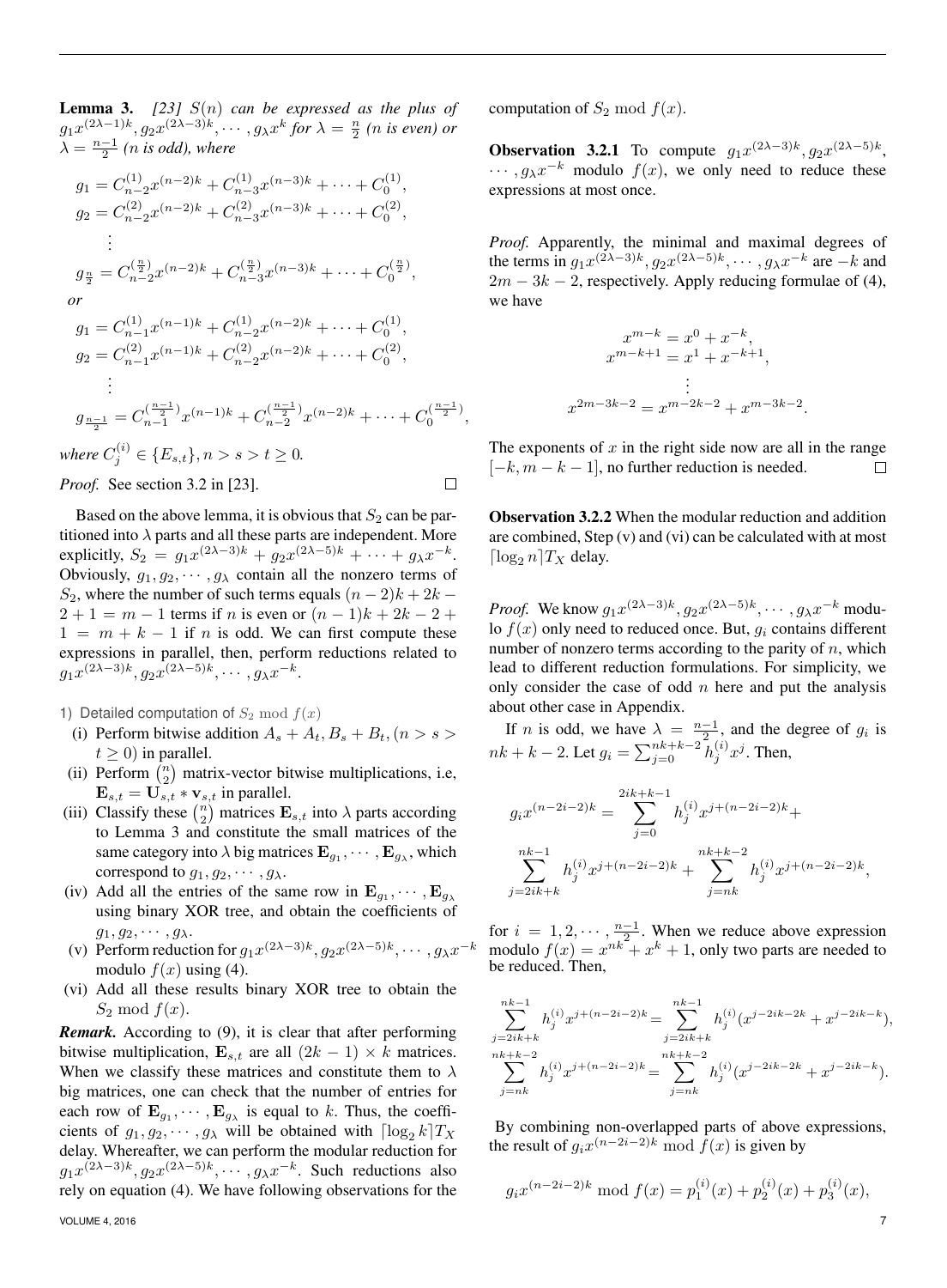**Lemma 3.** *[23] $S(n)$ can be expressed as the plus of $g_1 x^{(2\lambda-1)k}, g_2 x^{(2\lambda-3)k}, \cdots, g_\lambda x^k$ for $\lambda = \frac{n}{2}$ (n is even) or $\lambda = \frac{n-1}{2}$ (n is odd), where*

$$
\begin{aligned}
g_1 &= C_{n-2}^{(1)} x^{(n-2)k} + C_{n-3}^{(1)} x^{(n-3)k} + \cdots + C_0^{(1)},\\
g_2 &= C_{n-2}^{(2)} x^{(n-2)k} + C_{n-3}^{(2)} x^{(n-3)k} + \cdots + C_0^{(2)},\\
&\vdots\\
g_{\frac{n}{2}} &= C_{n-2}^{(\frac{n}{2})} x^{(n-2)k} + C_{n-3}^{(\frac{n}{2})} x^{(n-3)k} + \cdots + C_0^{(\frac{n}{2})},
\end{aligned}
$$

*or*

$$
\begin{aligned}
g_1 &= C_{n-1}^{(1)} x^{(n-1)k} + C_{n-2}^{(1)} x^{(n-2)k} + \cdots + C_0^{(1)},\\
g_2 &= C_{n-1}^{(2)} x^{(n-1)k} + C_{n-2}^{(2)} x^{(n-2)k} + \cdots + C_0^{(2)},\\
&\vdots\\
g_{\frac{n-1}{2}} &= C_{n-1}^{(\frac{n-1}{2})} x^{(n-1)k} + C_{n-2}^{(\frac{n-1}{2})} x^{(n-2)k} + \cdots + C_0^{(\frac{n-1}{2})},
\end{aligned}
$$

*where $C_j^{(i)} \in \{E_{s,t}\}, n > s > t \geq 0$.*

*Proof.* See section 3.2 in [23]. □

Based on the above lemma, it is obvious that $S_2$ can be partitioned into $\lambda$ parts and all these parts are independent. More explicitly, $S_2 = g_1 x^{(2\lambda-3)k} + g_2 x^{(2\lambda-5)k} + \cdots + g_\lambda x^{-k}$. Obviously, $g_1, g_2, \cdots, g_\lambda$ contain all the nonzero terms of $S_2$, where the number of such terms equals $(n-2)k + 2k - 2 + 1 = m - 1$ terms if $n$ is even or $(n-1)k + 2k - 2 + 1 = m + k - 1$ if $n$ is odd. We can first compute these expressions in parallel, then, perform reductions related to $g_1 x^{(2\lambda-3)k}, g_2 x^{(2\lambda-5)k}, \cdots, g_\lambda x^{-k}$.

1) Detailed computation of $S_2 \bmod f(x)$

(i) Perform bitwise addition $A_s + A_t, B_s + B_t, (n > s > t \geq 0)$ in parallel.
(ii) Perform $\binom{n}{2}$ matrix-vector bitwise multiplications, i.e, $\mathbf{E}_{s,t} = \mathbf{U}_{s,t} * \mathbf{v}_{s,t}$ in parallel.
(iii) Classify these $\binom{n}{2}$ matrices $\mathbf{E}_{s,t}$ into $\lambda$ parts according to Lemma 3 and constitute the small matrices of the same category into $\lambda$ big matrices $\mathbf{E}_{g_1}, \cdots, \mathbf{E}_{g_\lambda}$, which correspond to $g_1, g_2, \cdots, g_\lambda$.
(iv) Add all the entries of the same row in $\mathbf{E}_{g_1}, \cdots, \mathbf{E}_{g_\lambda}$ using binary XOR tree, and obtain the coefficients of $g_1, g_2, \cdots, g_\lambda$.
(v) Perform reduction for $g_1 x^{(2\lambda-3)k}, g_2 x^{(2\lambda-5)k}, \cdots, g_\lambda x^{-k}$ modulo $f(x)$ using (4).
(vi) Add all these results binary XOR tree to obtain the $S_2 \bmod f(x)$.

***Remark.*** According to (9), it is clear that after performing bitwise multiplication, $\mathbf{E}_{s,t}$ are all $(2k-1) \times k$ matrices. When we classify these matrices and constitute them to $\lambda$ big matrices, one can check that the number of entries for each row of $\mathbf{E}_{g_1}, \cdots, \mathbf{E}_{g_\lambda}$ is equal to $k$. Thus, the coefficients of $g_1, g_2, \cdots, g_\lambda$ will be obtained with $\lceil \log_2 k \rceil T_X$ delay. Whereafter, we can perform the modular reduction for $g_1 x^{(2\lambda-3)k}, g_2 x^{(2\lambda-5)k}, \cdots, g_\lambda x^{-k}$. Such reductions also rely on equation (4). We have following observations for the computation of $S_2 \bmod f(x)$.

**Observation 3.2.1** To compute $g_1 x^{(2\lambda-3)k}, g_2 x^{(2\lambda-5)k}, \cdots, g_\lambda x^{-k}$ modulo $f(x)$, we only need to reduce these expressions at most once.

*Proof.* Apparently, the minimal and maximal degrees of the terms in $g_1 x^{(2\lambda-3)k}, g_2 x^{(2\lambda-5)k}, \cdots, g_\lambda x^{-k}$ are $-k$ and $2m - 3k - 2$, respectively. Apply reducing formulae of (4), we have

$$
\begin{aligned}
x^{m-k} &= x^0 + x^{-k},\\
x^{m-k+1} &= x^1 + x^{-k+1},\\
&\vdots\\
x^{2m-3k-2} &= x^{m-2k-2} + x^{m-3k-2}.
\end{aligned}
$$

The exponents of $x$ in the right side now are all in the range $[-k, m-k-1]$, no further reduction is needed. □

**Observation 3.2.2** When the modular reduction and addition are combined, Step (v) and (vi) can be calculated with at most $\lceil \log_2 n \rceil T_X$ delay.

*Proof.* We know $g_1 x^{(2\lambda-3)k}, g_2 x^{(2\lambda-5)k}, \cdots, g_\lambda x^{-k}$ modulo $f(x)$ only need to reduced once. But, $g_i$ contains different number of nonzero terms according to the parity of $n$, which lead to different reduction formulations. For simplicity, we only consider the case of odd $n$ here and put the analysis about other case in Appendix.

If $n$ is odd, we have $\lambda = \frac{n-1}{2}$, and the degree of $g_i$ is $nk + k - 2$. Let $g_i = \sum_{j=0}^{nk+k-2} h_j^{(i)} x^j$. Then,

$$
g_i x^{(n-2i-2)k} = \sum_{j=0}^{2ik+k-1} h_j^{(i)} x^{j+(n-2i-2)k} + \sum_{j=2ik+k}^{nk-1} h_j^{(i)} x^{j+(n-2i-2)k} + \sum_{j=nk}^{nk+k-2} h_j^{(i)} x^{j+(n-2i-2)k},
$$

for $i = 1, 2, \cdots, \frac{n-1}{2}$. When we reduce above expression modulo $f(x) = x^{nk} + x^k + 1$, only two parts are needed to be reduced. Then,

$$
\begin{aligned}
\sum_{j=2ik+k}^{nk-1} h_j^{(i)} x^{j+(n-2i-2)k} &= \sum_{j=2ik+k}^{nk-1} h_j^{(i)} (x^{j-2ik-2k} + x^{j-2ik-k}),\\
\sum_{j=nk}^{nk+k-2} h_j^{(i)} x^{j+(n-2i-2)k} &= \sum_{j=nk}^{nk+k-2} h_j^{(i)} (x^{j-2ik-2k} + x^{j-2ik-k}).
\end{aligned}
$$

By combining non-overlapped parts of above expressions, the result of $g_i x^{(n-2i-2)k} \bmod f(x)$ is given by

$$
g_i x^{(n-2i-2)k} \bmod f(x) = p_1^{(i)}(x) + p_2^{(i)}(x) + p_3^{(i)}(x),
$$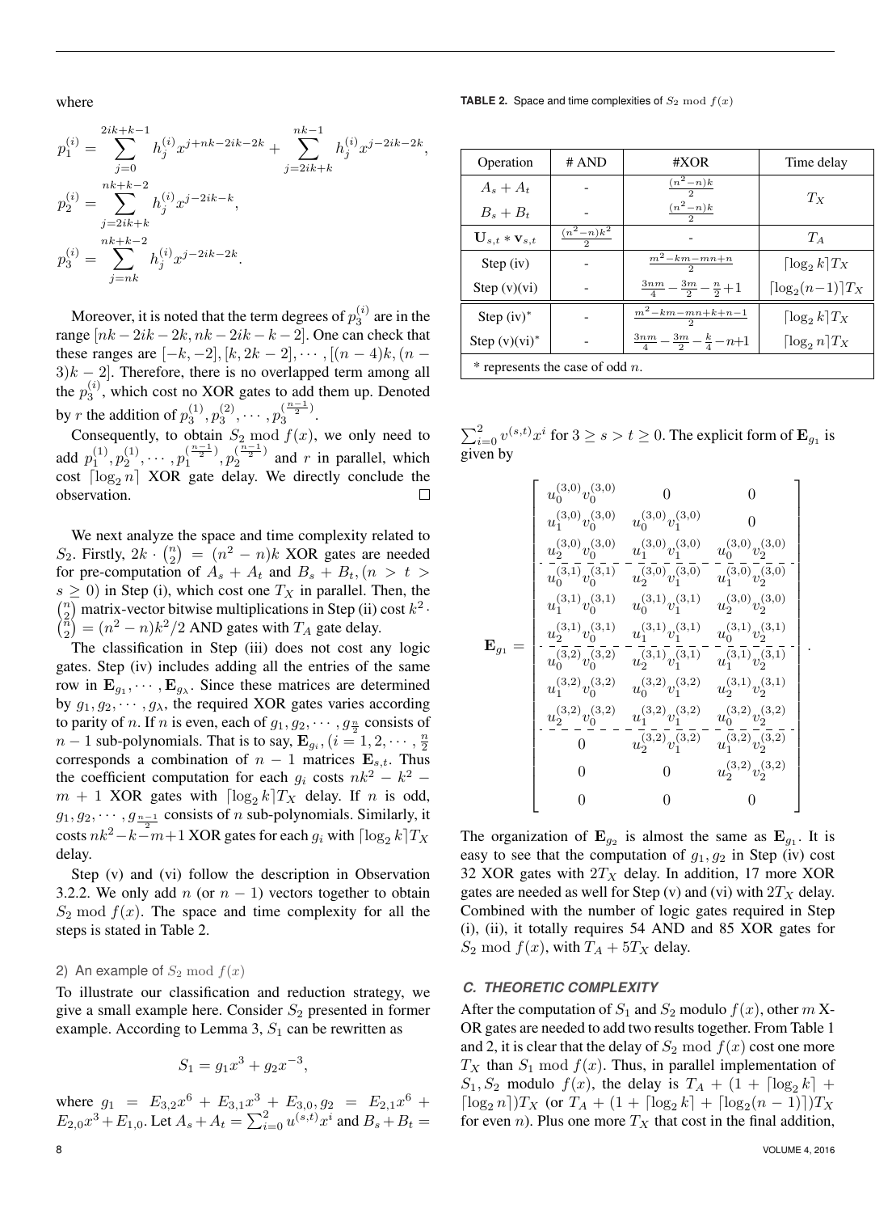where

$$p_1^{(i)} = \sum_{j=0}^{2ik+k-1} h_j^{(i)} x^{j+nk-2ik-2k} + \sum_{j=2ik+k}^{nk-1} h_j^{(i)} x^{j-2ik-2k},$$

$$p_2^{(i)} = \sum_{j=2ik+k}^{nk+k-2} h_j^{(i)} x^{j-2ik-k},$$

$$p_3^{(i)} = \sum_{j=nk}^{nk+k-2} h_j^{(i)} x^{j-2ik-2k}.$$

Moreover, it is noted that the term degrees of $p_3^{(i)}$ are in the range $[nk-2ik-2k, nk-2ik-k-2]$. One can check that these ranges are $[-k,-2],[k,2k-2],\cdots,[(n-4)k,(n-3)k-2]$. Therefore, there is no overlapped term among all the $p_3^{(i)}$, which cost no XOR gates to add them up. Denoted by $r$ the addition of $p_3^{(1)}, p_3^{(2)}, \cdots, p_3^{(\frac{n-1}{2})}$.

Consequently, to obtain $S_2 \bmod f(x)$, we only need to add $p_1^{(1)}, p_2^{(1)}, \cdots, p_1^{(\frac{n-1}{2})}, p_2^{(\frac{n-1}{2})}$ and $r$ in parallel, which cost $\lceil \log_2 n \rceil$ XOR gate delay. We directly conclude the observation. □

We next analyze the space and time complexity related to $S_2$. Firstly, $2k \cdot \binom{n}{2} = (n^2-n)k$ XOR gates are needed for pre-computation of $A_s + A_t$ and $B_s + B_t, (n > t > s \geq 0)$ in Step (i), which cost one $T_X$ in parallel. Then, the $\binom{n}{2}$ matrix-vector bitwise multiplications in Step (ii) cost $k^2 \cdot \binom{n}{2} = (n^2-n)k^2/2$ AND gates with $T_A$ gate delay.

The classification in Step (iii) does not cost any logic gates. Step (iv) includes adding all the entries of the same row in $\mathbf{E}_{g_1}, \cdots, \mathbf{E}_{g_\lambda}$. Since these matrices are determined by $g_1, g_2, \cdots, g_\lambda$, the required XOR gates varies according to parity of $n$. If $n$ is even, each of $g_1, g_2, \cdots, g_{\frac{n}{2}}$ consists of $n-1$ sub-polynomials. That is to say, $\mathbf{E}_{g_i}, (i = 1, 2, \cdots, \frac{n}{2}$ corresponds a combination of $n-1$ matrices $\mathbf{E}_{s,t}$. Thus the coefficient computation for each $g_i$ costs $nk^2 - k^2 - m + 1$ XOR gates with $\lceil \log_2 k \rceil T_X$ delay. If $n$ is odd, $g_1, g_2, \cdots, g_{\frac{n-1}{2}}$ consists of $n$ sub-polynomials. Similarly, it costs $nk^2 - k - m + 1$ XOR gates for each $g_i$ with $\lceil \log_2 k \rceil T_X$ delay.

Step (v) and (vi) follow the description in Observation 3.2.2. We only add $n$ (or $n-1$) vectors together to obtain $S_2 \bmod f(x)$. The space and time complexity for all the steps is stated in Table 2.

### 2) An example of $S_2 \bmod f(x)$

To illustrate our classification and reduction strategy, we give a small example here. Consider $S_2$ presented in former example. According to Lemma 3, $S_1$ can be rewritten as

$$S_1 = g_1 x^3 + g_2 x^{-3},$$

where $g_1 = E_{3,2}x^6 + E_{3,1}x^3 + E_{3,0}, g_2 = E_{2,1}x^6 + E_{2,0}x^3 + E_{1,0}$. Let $A_s + A_t = \sum_{i=0}^{2} u^{(s,t)} x^i$ and $B_s + B_t = \sum_{i=0}^{2} v^{(s,t)} x^i$ for $3 \geq s > t \geq 0$. The explicit form of $\mathbf{E}_{g_1}$ is given by

$$\mathbf{E}_{g_1} = \begin{bmatrix} u_0^{(3,0)}v_0^{(3,0)} & 0 & 0 \\ u_1^{(3,0)}v_0^{(3,0)} & u_0^{(3,0)}v_1^{(3,0)} & 0 \\ u_2^{(3,0)}v_0^{(3,0)} & u_1^{(3,0)}v_1^{(3,0)} & u_0^{(3,0)}v_2^{(3,0)} \\ \hline u_0^{(3,1)}v_0^{(3,1)} & u_2^{(3,0)}v_1^{(3,0)} & u_1^{(3,0)}v_2^{(3,0)} \\ u_1^{(3,1)}v_0^{(3,1)} & u_0^{(3,1)}v_1^{(3,1)} & u_2^{(3,0)}v_2^{(3,0)} \\ u_2^{(3,1)}v_0^{(3,1)} & u_1^{(3,1)}v_1^{(3,1)} & u_0^{(3,1)}v_2^{(3,1)} \\ \hline u_0^{(3,2)}v_0^{(3,2)} & u_2^{(3,1)}v_1^{(3,1)} & u_1^{(3,1)}v_2^{(3,1)} \\ u_1^{(3,2)}v_0^{(3,2)} & u_0^{(3,2)}v_1^{(3,2)} & u_2^{(3,1)}v_2^{(3,1)} \\ u_2^{(3,2)}v_0^{(3,2)} & u_1^{(3,2)}v_1^{(3,2)} & u_0^{(3,2)}v_2^{(3,2)} \\ \hline 0 & u_2^{(3,2)}v_1^{(3,2)} & u_1^{(3,2)}v_2^{(3,2)} \\ 0 & 0 & u_2^{(3,2)}v_2^{(3,2)} \\ 0 & 0 & 0 \end{bmatrix}.$$

The organization of $\mathbf{E}_{g_2}$ is almost the same as $\mathbf{E}_{g_1}$. It is easy to see that the computation of $g_1, g_2$ in Step (iv) cost 32 XOR gates with $2T_X$ delay. In addition, 17 more XOR gates are needed as well for Step (v) and (vi) with $2T_X$ delay. Combined with the number of logic gates required in Step (i), (ii), it totally requires 54 AND and 85 XOR gates for $S_2 \bmod f(x)$, with $T_A + 5T_X$ delay.

**TABLE 2.** Space and time complexities of $S_2 \bmod f(x)$

| Operation | # AND | #XOR | Time delay |
|---|---|---|---|
| $A_s + A_t$ | - | $\frac{(n^2-n)k}{2}$ | $T_X$ |
| $B_s + B_t$ | - | $\frac{(n^2-n)k}{2}$ | |
| $\mathbf{U}_{s,t} * \mathbf{v}_{s,t}$ | $\frac{(n^2-n)k^2}{2}$ | - | $T_A$ |
| Step (iv) | - | $\frac{m^2-km-mn+n}{2}$ | $\lceil \log_2 k \rceil T_X$ |
| Step (v)(vi) | - | $\frac{3nm}{4} - \frac{3m}{2} - \frac{n}{2} + 1$ | $\lceil \log_2 (n-1) \rceil T_X$ |
| Step (iv)* | - | $\frac{m^2-km-mn+k+n-1}{2}$ | $\lceil \log_2 k \rceil T_X$ |
| Step (v)(vi)* | - | $\frac{3nm}{4} - \frac{3m}{2} - \frac{k}{4} - n + 1$ | $\lceil \log_2 n \rceil T_X$ |

\* represents the case of odd $n$.

### C. THEORETIC COMPLEXITY

After the computation of $S_1$ and $S_2$ modulo $f(x)$, other $m$ XOR gates are needed to add two results together. From Table 1 and 2, it is clear that the delay of $S_2 \bmod f(x)$ cost one more $T_X$ than $S_1 \bmod f(x)$. Thus, in parallel implementation of $S_1, S_2$ modulo $f(x)$, the delay is $T_A + (1 + \lceil \log_2 k \rceil + \lceil \log_2 n \rceil) T_X$ (or $T_A + (1 + \lceil \log_2 k \rceil + \lceil \log_2 (n-1) \rceil) T_X$ for even $n$). Plus one more $T_X$ that cost in the final addition,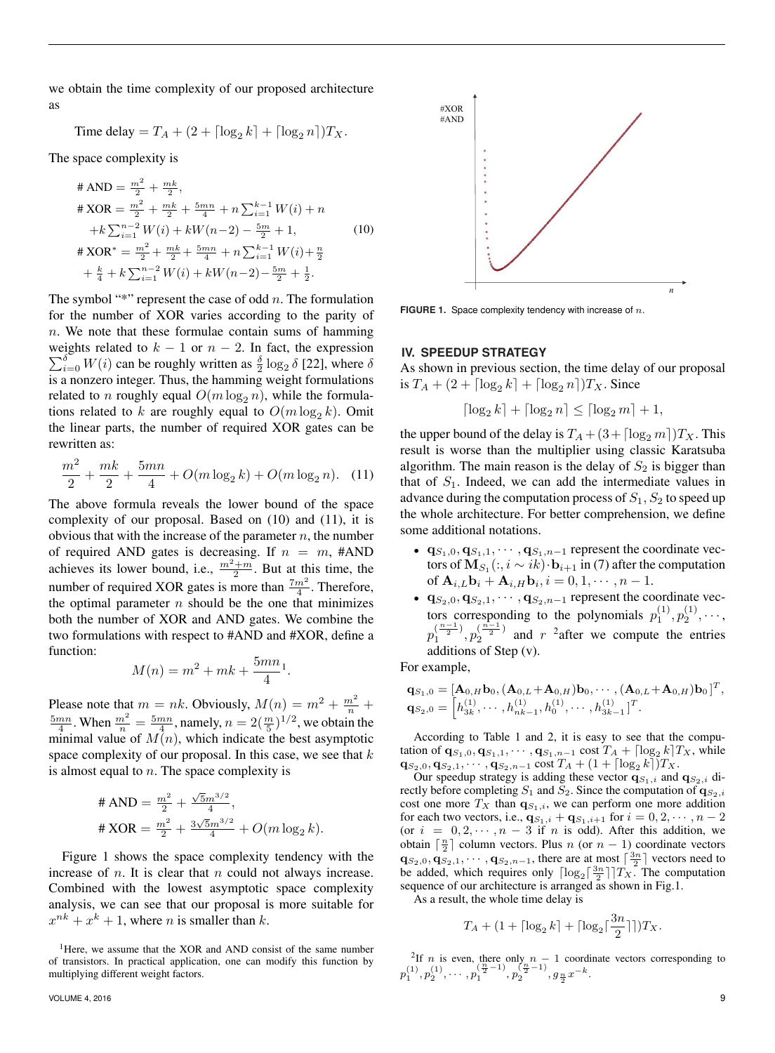we obtain the time complexity of our proposed architecture as

$$\text{Time delay} = T_A + (2 + \lceil \log_2 k \rceil + \lceil \log_2 n \rceil)T_X.$$

The space complexity is

$$\begin{aligned}
\#\,\text{AND} &= \tfrac{m^2}{2} + \tfrac{mk}{2}, \\
\#\,\text{XOR} &= \tfrac{m^2}{2} + \tfrac{mk}{2} + \tfrac{5mn}{4} + n\textstyle\sum_{i=1}^{k-1} W(i) + n \\
&\quad + k\textstyle\sum_{i=1}^{n-2} W(i) + kW(n-2) - \tfrac{5m}{2} + 1, \\
\#\,\text{XOR}^* &= \tfrac{m^2}{2} + \tfrac{mk}{2} + \tfrac{5mn}{4} + n\textstyle\sum_{i=1}^{k-1} W(i) + \tfrac{n}{2} \\
&\quad + \tfrac{k}{4} + k\textstyle\sum_{i=1}^{n-2} W(i) + kW(n-2) - \tfrac{5m}{2} + \tfrac{1}{2}.
\end{aligned} \tag{10}$$

The symbol "*" represent the case of odd $n$. The formulation for the number of XOR varies according to the parity of $n$. We note that these formulae contain sums of hamming weights related to $k-1$ or $n-2$. In fact, the expression $\sum_{i=0}^{\delta} W(i)$ can be roughly written as $\frac{\delta}{2}\log_2 \delta$ [22], where $\delta$ is a nonzero integer. Thus, the hamming weight formulations related to $n$ roughly equal $O(m \log_2 n)$, while the formulations related to $k$ are roughly equal to $O(m \log_2 k)$. Omit the linear parts, the number of required XOR gates can be rewritten as:

$$\frac{m^2}{2} + \frac{mk}{2} + \frac{5mn}{4} + O(m \log_2 k) + O(m \log_2 n). \tag{11}$$

The above formula reveals the lower bound of the space complexity of our proposal. Based on (10) and (11), it is obvious that with the increase of the parameter $n$, the number of required AND gates is decreasing. If $n = m$, #AND achieves its lower bound, i.e., $\frac{m^2+m}{2}$. But at this time, the number of required XOR gates is more than $\frac{7m^2}{4}$. Therefore, the optimal parameter $n$ should be the one that minimizes both the number of XOR and AND gates. We combine the two formulations with respect to #AND and #XOR, define a function:

$$M(n) = m^2 + mk + \frac{5mn}{4}[1].$$

Please note that $m = nk$. Obviously, $M(n) = m^2 + \frac{m^2}{n} + \frac{5mn}{4}$. When $\frac{m^2}{n} = \frac{5mn}{4}$, namely, $n = 2(\frac{m}{5})^{1/2}$, we obtain the minimal value of $M(n)$, which indicate the best asymptotic space complexity of our proposal. In this case, we see that $k$ is almost equal to $n$. The space complexity is

$$\begin{aligned}
\#\,\text{AND} &= \tfrac{m^2}{2} + \tfrac{\sqrt{5}m^{3/2}}{4}, \\
\#\,\text{XOR} &= \tfrac{m^2}{2} + \tfrac{3\sqrt{5}m^{3/2}}{4} + O(m \log_2 k).
\end{aligned}$$

Figure 1 shows the space complexity tendency with the increase of $n$. It is clear that $n$ could not always increase. Combined with the lowest asymptotic space complexity analysis, we can see that our proposal is more suitable for $x^{nk} + x^k + 1$, where $n$ is smaller than $k$.

[1]Here, we assume that the XOR and AND consist of the same number of transistors. In practical application, one can modify this function by multiplying different weight factors.

**FIGURE 1.** Space complexity tendency with increase of $n$.

## IV. SPEEDUP STRATEGY

As shown in previous section, the time delay of our proposal is $T_A + (2 + \lceil \log_2 k \rceil + \lceil \log_2 n \rceil)T_X$. Since

$$\lceil \log_2 k \rceil + \lceil \log_2 n \rceil \leq \lceil \log_2 m \rceil + 1,$$

the upper bound of the delay is $T_A + (3 + \lceil \log_2 m \rceil)T_X$. This result is worse than the multiplier using classic Karatsuba algorithm. The main reason is the delay of $S_2$ is bigger than that of $S_1$. Indeed, we can add the intermediate values in advance during the computation process of $S_1, S_2$ to speed up the whole architecture. For better comprehension, we define some additional notations.

- $\mathbf{q}_{S_1,0}, \mathbf{q}_{S_1,1}, \cdots, \mathbf{q}_{S_1,n-1}$ represent the coordinate vectors of $\mathbf{M}_{S_1}(:, i \sim ik) \cdot \mathbf{b}_{i+1}$ in (7) after the computation of $\mathbf{A}_{i,L}\mathbf{b}_i + \mathbf{A}_{i,H}\mathbf{b}_i, i = 0, 1, \cdots, n-1$.
- $\mathbf{q}_{S_2,0}, \mathbf{q}_{S_2,1}, \cdots, \mathbf{q}_{S_2,n-1}$ represent the coordinate vectors corresponding to the polynomials $p_1^{(1)}, p_2^{(1)}, \cdots, p_1^{(\frac{n-1}{2})}, p_2^{(\frac{n-1}{2})}$ and $r$ [2]after we compute the entries additions of Step (v).

For example,

$$\begin{aligned}
\mathbf{q}_{S_1,0} &= [\mathbf{A}_{0,H}\mathbf{b}_0, (\mathbf{A}_{0,L}+\mathbf{A}_{0,H})\mathbf{b}_0, \cdots, (\mathbf{A}_{0,L}+\mathbf{A}_{0,H})\mathbf{b}_0]^T, \\
\mathbf{q}_{S_2,0} &= \left[h_{3k}^{(1)}, \cdots, h_{nk-1}^{(1)}, h_0^{(1)}, \cdots, h_{3k-1}^{(1)}\right]^T.
\end{aligned}$$

According to Table 1 and 2, it is easy to see that the computation of $\mathbf{q}_{S_1,0}, \mathbf{q}_{S_1,1}, \cdots, \mathbf{q}_{S_1,n-1}$ cost $T_A + \lceil \log_2 k \rceil T_X$, while $\mathbf{q}_{S_2,0}, \mathbf{q}_{S_2,1}, \cdots, \mathbf{q}_{S_2,n-1}$ cost $T_A + (1 + \lceil \log_2 k \rceil)T_X$.

Our speedup strategy is adding these vector $\mathbf{q}_{S_1,i}$ and $\mathbf{q}_{S_2,i}$ directly before completing $S_1$ and $S_2$. Since the computation of $\mathbf{q}_{S_2,i}$ cost one more $T_X$ than $\mathbf{q}_{S_1,i}$, we can perform one more addition for each two vectors, i.e., $\mathbf{q}_{S_1,i} + \mathbf{q}_{S_1,i+1}$ for $i = 0, 2, \cdots, n-2$ (or $i = 0, 2, \cdots, n-3$ if $n$ is odd). After this addition, we obtain $\lceil \frac{n}{2} \rceil$ column vectors. Plus $n$ (or $n-1$) coordinate vectors $\mathbf{q}_{S_2,0}, \mathbf{q}_{S_2,1}, \cdots, \mathbf{q}_{S_2,n-1}$, there are at most $\lceil \frac{3n}{2} \rceil$ vectors need to be added, which requires only $\lceil \log_2 \lceil \frac{3n}{2} \rceil \rceil T_X$. The computation sequence of our architecture is arranged as shown in Fig.1.

As a result, the whole time delay is

$$T_A + (1 + \lceil \log_2 k \rceil + \lceil \log_2 \lceil \frac{3n}{2} \rceil \rceil)T_X.$$

[2]If $n$ is even, there only $n-1$ coordinate vectors corresponding to $p_1^{(1)}, p_2^{(1)}, \cdots, p_1^{(\frac{n}{2}-1)}, p_2^{(\frac{n}{2}-1)}, g_{\frac{n}{2}} x^{-k}$.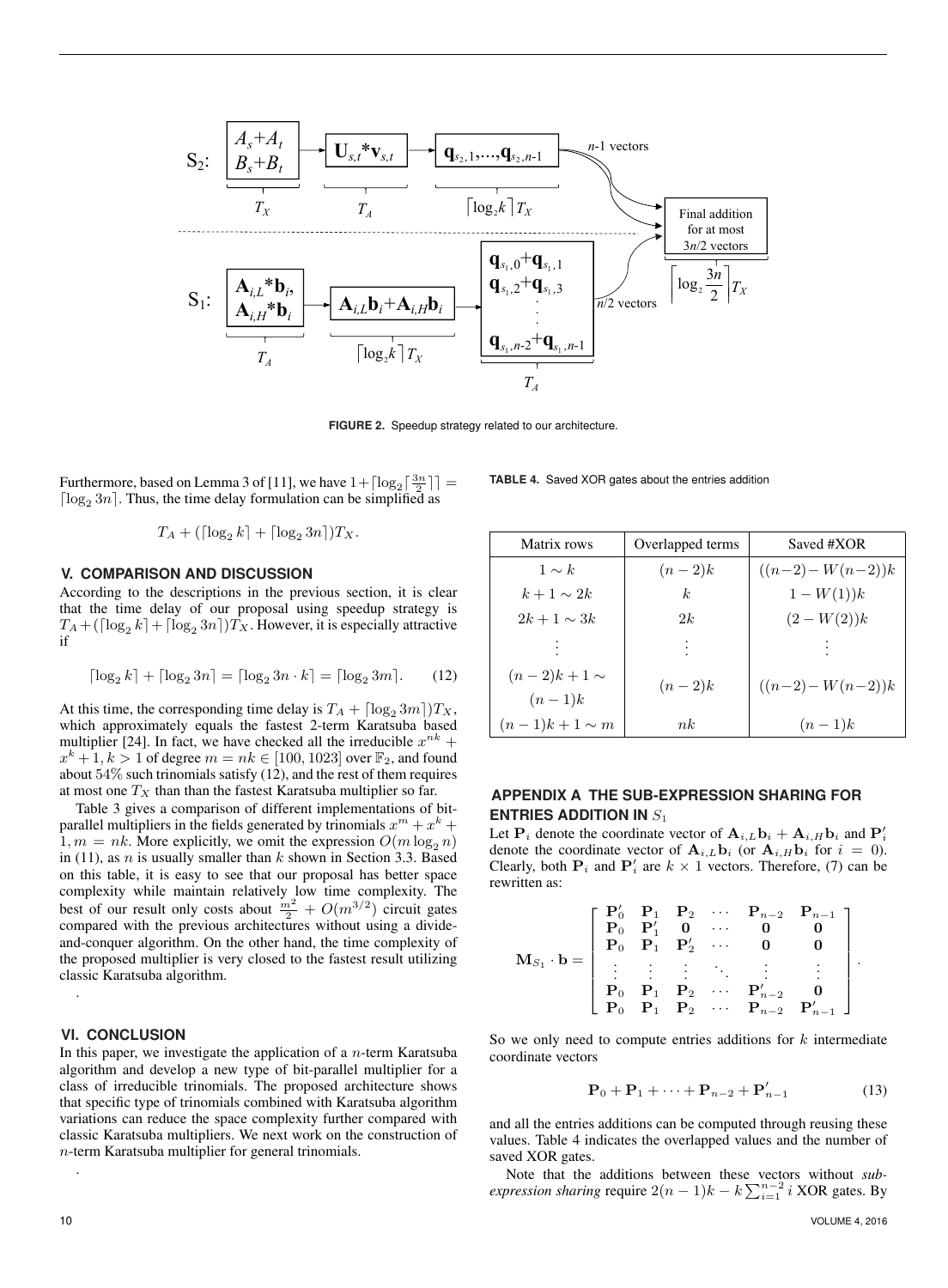FIGURE 2. Speedup strategy related to our architecture.

Furthermore, based on Lemma 3 of [11], we have $1+\lceil \log_2 \lceil \frac{3n}{2} \rceil \rceil = \lceil \log_2 3n \rceil$. Thus, the time delay formulation can be simplified as

$$T_A + (\lceil \log_2 k \rceil + \lceil \log_2 3n \rceil) T_X.$$

## V. COMPARISON AND DISCUSSION

According to the descriptions in the previous section, it is clear that the time delay of our proposal using speedup strategy is $T_A + (\lceil \log_2 k \rceil + \lceil \log_2 3n \rceil) T_X$. However, it is especially attractive if

$$\lceil \log_2 k \rceil + \lceil \log_2 3n \rceil = \lceil \log_2 3n \cdot k \rceil = \lceil \log_2 3m \rceil. \quad (12)$$

At this time, the corresponding time delay is $T_A + \lceil \log_2 3m \rceil) T_X$, which approximately equals the fastest 2-term Karatsuba based multiplier [24]. In fact, we have checked all the irreducible $x^{nk} + x^k + 1, k > 1$ of degree $m = nk \in [100, 1023]$ over $\mathbb{F}_2$, and found about 54% such trinomials satisfy (12), and the rest of them requires at most one $T_X$ than than the fastest Karatsuba multiplier so far.

Table 3 gives a comparison of different implementations of bit-parallel multipliers in the fields generated by trinomials $x^m + x^k + 1, m = nk$. More explicitly, we omit the expression $O(m \log_2 n)$ in (11), as $n$ is usually smaller than $k$ shown in Section 3.3. Based on this table, it is easy to see that our proposal has better space complexity while maintain relatively low time complexity. The best of our result only costs about $\frac{m^2}{2} + O(m^{3/2})$ circuit gates compared with the previous architectures without using a divide-and-conquer algorithm. On the other hand, the time complexity of the proposed multiplier is very closed to the fastest result utilizing classic Karatsuba algorithm.

.

## VI. CONCLUSION

In this paper, we investigate the application of a $n$-term Karatsuba algorithm and develop a new type of bit-parallel multiplier for a class of irreducible trinomials. The proposed architecture shows that specific type of trinomials combined with Karatsuba algorithm variations can reduce the space complexity further compared with classic Karatsuba multipliers. We next work on the construction of $n$-term Karatsuba multiplier for general trinomials.

.

TABLE 4. Saved XOR gates about the entries addition

| Matrix rows | Overlapped terms | Saved #XOR |
|---|---|---|
| $1 \sim k$ | $(n-2)k$ | $((n-2) - W(n-2))k$ |
| $k+1 \sim 2k$ | $k$ | $1 - W(1))k$ |
| $2k+1 \sim 3k$ | $2k$ | $(2 - W(2))k$ |
| $\vdots$ | $\vdots$ | $\vdots$ |
| $(n-2)k+1 \sim (n-1)k$ | $(n-2)k$ | $((n-2) - W(n-2))k$ |
| $(n-1)k+1 \sim m$ | $nk$ | $(n-1)k$ |

## APPENDIX A THE SUB-EXPRESSION SHARING FOR ENTRIES ADDITION IN $S_1$

Let $\mathbf{P}_i$ denote the coordinate vector of $\mathbf{A}_{i,L}\mathbf{b}_i + \mathbf{A}_{i,H}\mathbf{b}_i$ and $\mathbf{P}'_i$ denote the coordinate vector of $\mathbf{A}_{i,L}\mathbf{b}_i$ (or $\mathbf{A}_{i,H}\mathbf{b}_i$ for $i = 0$). Clearly, both $\mathbf{P}_i$ and $\mathbf{P}'_i$ are $k \times 1$ vectors. Therefore, (7) can be rewritten as:

$$\mathbf{M}_{S_1} \cdot \mathbf{b} = \begin{bmatrix} \mathbf{P}'_0 & \mathbf{P}_1 & \mathbf{P}_2 & \cdots & \mathbf{P}_{n-2} & \mathbf{P}_{n-1} \\ \mathbf{P}_0 & \mathbf{P}'_1 & \mathbf{0} & \cdots & \mathbf{0} & \mathbf{0} \\ \mathbf{P}_0 & \mathbf{P}_1 & \mathbf{P}'_2 & \cdots & \mathbf{0} & \mathbf{0} \\ \vdots & \vdots & \vdots & \ddots & \vdots & \vdots \\ \mathbf{P}_0 & \mathbf{P}_1 & \mathbf{P}_2 & \cdots & \mathbf{P}'_{n-2} & \mathbf{0} \\ \mathbf{P}_0 & \mathbf{P}_1 & \mathbf{P}_2 & \cdots & \mathbf{P}_{n-2} & \mathbf{P}'_{n-1} \end{bmatrix}.$$

So we only need to compute entries additions for $k$ intermediate coordinate vectors

$$\mathbf{P}_0 + \mathbf{P}_1 + \cdots + \mathbf{P}_{n-2} + \mathbf{P}'_{n-1} \quad (13)$$

and all the entries additions can be computed through reusing these values. Table 4 indicates the overlapped values and the number of saved XOR gates.

Note that the additions between these vectors without *sub-expression sharing* require $2(n-1)k - k\sum_{i=1}^{n-2} i$ XOR gates. By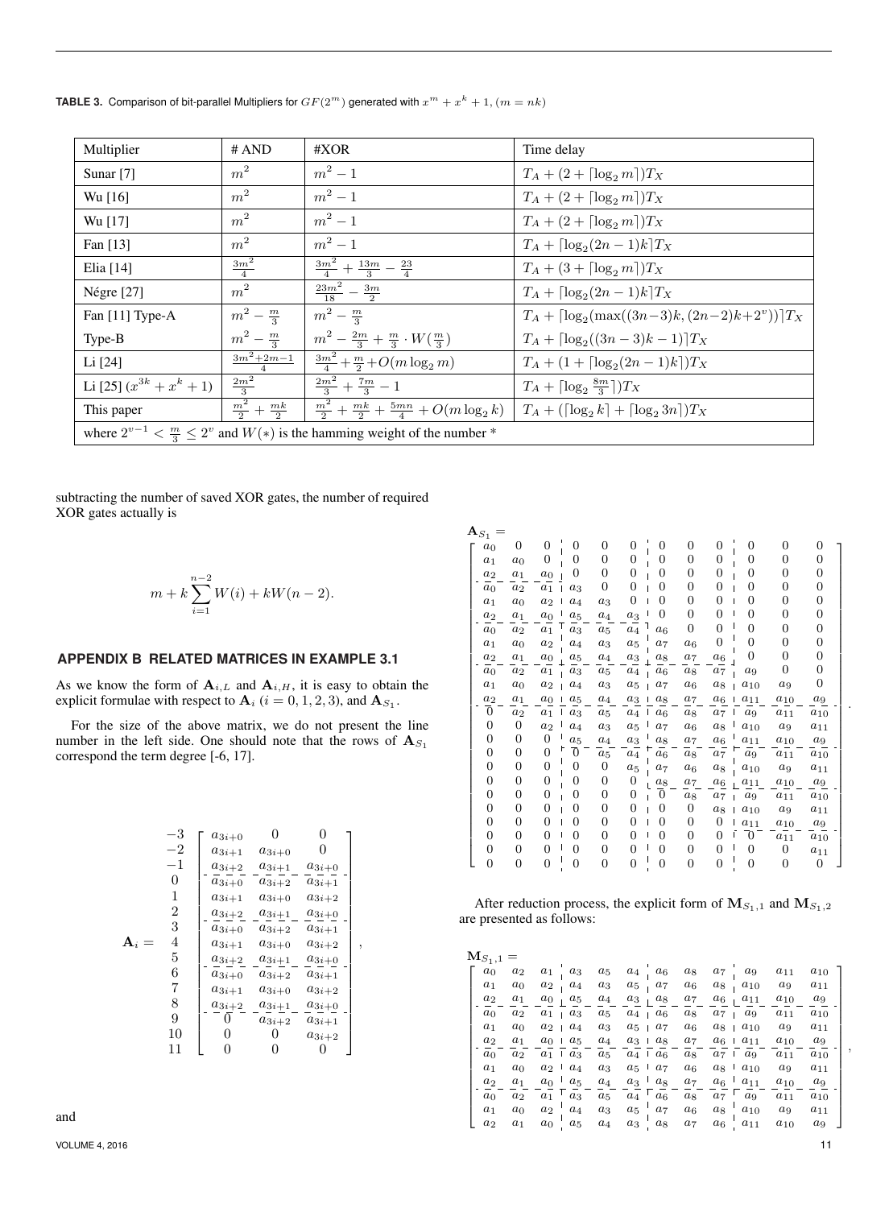**TABLE 3.** Comparison of bit-parallel Multipliers for $GF(2^m)$ generated with $x^m + x^k + 1, (m = nk)$

| Multiplier | # AND | #XOR | Time delay |
|---|---|---|---|
| Sunar [7] | $m^2$ | $m^2 - 1$ | $T_A + (2 + \lceil \log_2 m \rceil) T_X$ |
| Wu [16] | $m^2$ | $m^2 - 1$ | $T_A + (2 + \lceil \log_2 m \rceil) T_X$ |
| Wu [17] | $m^2$ | $m^2 - 1$ | $T_A + (2 + \lceil \log_2 m \rceil) T_X$ |
| Fan [13] | $m^2$ | $m^2 - 1$ | $T_A + \lceil \log_2 (2n-1)k \rceil T_X$ |
| Elia [14] | $\frac{3m^2}{4}$ | $\frac{3m^2}{4} + \frac{13m}{3} - \frac{23}{4}$ | $T_A + (3 + \lceil \log_2 m \rceil) T_X$ |
| Négre [27] | $m^2$ | $\frac{23m^2}{18} - \frac{3m}{2}$ | $T_A + \lceil \log_2 (2n-1)k \rceil T_X$ |
| Fan [11] Type-A | $m^2 - \frac{m}{3}$ | $m^2 - \frac{m}{3}$ | $T_A + \lceil \log_2 (\max((3n-3)k, (2n-2)k+2^v)) \rceil T_X$ |
| Type-B | $m^2 - \frac{m}{3}$ | $m^2 - \frac{2m}{3} + \frac{m}{3} \cdot W(\frac{m}{3})$ | $T_A + \lceil \log_2 ((3n-3)k - 1) \rceil T_X$ |
| Li [24] | $\frac{3m^2+2m-1}{4}$ | $\frac{3m^2}{4} + \frac{m}{2} + O(m \log_2 m)$ | $T_A + (1 + \lceil \log_2 (2n-1)k \rceil) T_X$ |
| Li [25] $(x^{3k}+x^k+1)$ | $\frac{2m^2}{3}$ | $\frac{2m^2}{3} + \frac{7m}{3} - 1$ | $T_A + \lceil \log_2 \frac{8m}{3} \rceil) T_X$ |
| This paper | $\frac{m^2}{2} + \frac{mk}{2}$ | $\frac{m^2}{2} + \frac{mk}{2} + \frac{5mn}{4} + O(m \log_2 k)$ | $T_A + (\lceil \log_2 k \rceil + \lceil \log_2 3n \rceil) T_X$ |
| where $2^{v-1} < \frac{m}{3} \leq 2^v$ and $W(*)$ is the hamming weight of the number $*$ | | | |

subtracting the number of saved XOR gates, the number of required XOR gates actually is

$$m + k \sum_{i=1}^{n-2} W(i) + kW(n-2).$$

## APPENDIX B RELATED MATRICES IN EXAMPLE 3.1

As we know the form of $\mathbf{A}_{i,L}$ and $\mathbf{A}_{i,H}$, it is easy to obtain the explicit formulae with respect to $\mathbf{A}_i$ $(i = 0, 1, 2, 3)$, and $\mathbf{A}_{S_1}$.

For the size of the above matrix, we do not present the line number in the left side. One should note that the rows of $\mathbf{A}_{S_1}$ correspond the term degree [-6, 17].

$$\mathbf{A}_i = \begin{array}{c} -3 \\ -2 \\ -1 \\ 0 \\ 1 \\ 2 \\ 3 \\ 4 \\ 5 \\ 6 \\ 7 \\ 8 \\ 9 \\ 10 \\ 11 \end{array} \begin{bmatrix} a_{3i+0} & 0 & 0 \\ a_{3i+1} & a_{3i+0} & 0 \\ a_{3i+2} & a_{3i+1} & a_{3i+0} \\ \hline a_{3i+0} & a_{3i+2} & a_{3i+1} \\ a_{3i+1} & a_{3i+0} & a_{3i+2} \\ a_{3i+2} & a_{3i+1} & a_{3i+0} \\ \hline a_{3i+0} & a_{3i+2} & a_{3i+1} \\ a_{3i+1} & a_{3i+0} & a_{3i+2} \\ a_{3i+2} & a_{3i+1} & a_{3i+0} \\ \hline a_{3i+0} & a_{3i+2} & a_{3i+1} \\ a_{3i+1} & a_{3i+0} & a_{3i+2} \\ a_{3i+2} & a_{3i+1} & a_{3i+0} \\ \hline 0 & a_{3i+2} & a_{3i+1} \\ 0 & 0 & a_{3i+2} \\ 0 & 0 & 0 \end{bmatrix},$$

and

$$\mathbf{A}_{S_1} = \left[\begin{array}{ccc|ccc|ccc|ccc}
a_0 & 0 & 0 & 0 & 0 & 0 & 0 & 0 & 0 & 0 & 0 & 0 \\
a_1 & a_0 & 0 & 0 & 0 & 0 & 0 & 0 & 0 & 0 & 0 & 0 \\
a_2 & a_1 & a_0 & 0 & 0 & 0 & 0 & 0 & 0 & 0 & 0 & 0 \\ \hline
a_0 & a_2 & a_1 & a_3 & 0 & 0 & 0 & 0 & 0 & 0 & 0 & 0 \\
a_1 & a_0 & a_2 & a_4 & a_3 & 0 & 0 & 0 & 0 & 0 & 0 & 0 \\
a_2 & a_1 & a_0 & a_5 & a_4 & a_3 & 0 & 0 & 0 & 0 & 0 & 0 \\ \hline
a_0 & a_2 & a_1 & a_3 & a_5 & a_4 & a_6 & 0 & 0 & 0 & 0 & 0 \\
a_1 & a_0 & a_2 & a_4 & a_3 & a_5 & a_7 & a_6 & 0 & 0 & 0 & 0 \\
a_2 & a_1 & a_0 & a_5 & a_4 & a_3 & a_8 & a_7 & a_6 & 0 & 0 & 0 \\ \hline
a_0 & a_2 & a_1 & a_3 & a_5 & a_4 & a_6 & a_8 & a_7 & a_9 & 0 & 0 \\
a_1 & a_0 & a_2 & a_4 & a_3 & a_5 & a_7 & a_6 & a_8 & a_{10} & a_9 & 0 \\
a_2 & a_1 & a_0 & a_5 & a_4 & a_3 & a_8 & a_7 & a_6 & a_{11} & a_{10} & a_9 \\ \hline
0 & a_2 & a_1 & a_3 & a_5 & a_4 & a_6 & a_8 & a_7 & a_9 & a_{11} & a_{10} \\
0 & 0 & a_2 & a_4 & a_3 & a_5 & a_7 & a_6 & a_8 & a_{10} & a_9 & a_{11} \\
0 & 0 & 0 & a_5 & a_4 & a_3 & a_8 & a_7 & a_6 & a_{11} & a_{10} & a_9 \\ \hline
0 & 0 & 0 & 0 & a_5 & a_4 & a_6 & a_8 & a_7 & a_9 & a_{11} & a_{10} \\
0 & 0 & 0 & 0 & 0 & a_5 & a_7 & a_6 & a_8 & a_{10} & a_9 & a_{11} \\
0 & 0 & 0 & 0 & 0 & 0 & a_8 & a_7 & a_6 & a_{11} & a_{10} & a_9 \\ \hline
0 & 0 & 0 & 0 & 0 & 0 & 0 & a_8 & a_7 & a_9 & a_{11} & a_{10} \\
0 & 0 & 0 & 0 & 0 & 0 & 0 & 0 & a_8 & a_{10} & a_9 & a_{11} \\
0 & 0 & 0 & 0 & 0 & 0 & 0 & 0 & 0 & a_{11} & a_{10} & a_9 \\ \hline
0 & 0 & 0 & 0 & 0 & 0 & 0 & 0 & 0 & 0 & a_{11} & a_{10} \\
0 & 0 & 0 & 0 & 0 & 0 & 0 & 0 & 0 & 0 & 0 & a_{11} \\
0 & 0 & 0 & 0 & 0 & 0 & 0 & 0 & 0 & 0 & 0 & 0
\end{array}\right].$$

After reduction process, the explicit form of $\mathbf{M}_{S_1,1}$ and $\mathbf{M}_{S_1,2}$ are presented as follows:

$$\mathbf{M}_{S_1,1} = \left[\begin{array}{ccc|ccc|ccc|ccc}
a_0 & a_2 & a_1 & a_3 & a_5 & a_4 & a_6 & a_8 & a_7 & a_9 & a_{11} & a_{10} \\
a_1 & a_0 & a_2 & a_4 & a_3 & a_5 & a_7 & a_6 & a_8 & a_{10} & a_9 & a_{11} \\
a_2 & a_1 & a_0 & a_5 & a_4 & a_3 & a_8 & a_7 & a_6 & a_{11} & a_{10} & a_9 \\ \hline
a_0 & a_2 & a_1 & a_3 & a_5 & a_4 & a_6 & a_8 & a_7 & a_9 & a_{11} & a_{10} \\
a_1 & a_0 & a_2 & a_4 & a_3 & a_5 & a_7 & a_6 & a_8 & a_{10} & a_9 & a_{11} \\
a_2 & a_1 & a_0 & a_5 & a_4 & a_3 & a_8 & a_7 & a_6 & a_{11} & a_{10} & a_9 \\ \hline
a_0 & a_2 & a_1 & a_3 & a_5 & a_4 & a_6 & a_8 & a_7 & a_9 & a_{11} & a_{10} \\
a_1 & a_0 & a_2 & a_4 & a_3 & a_5 & a_7 & a_6 & a_8 & a_{10} & a_9 & a_{11} \\
a_2 & a_1 & a_0 & a_5 & a_4 & a_3 & a_8 & a_7 & a_6 & a_{11} & a_{10} & a_9 \\ \hline
a_0 & a_2 & a_1 & a_3 & a_5 & a_4 & a_6 & a_8 & a_7 & a_9 & a_{11} & a_{10} \\
a_1 & a_0 & a_2 & a_4 & a_3 & a_5 & a_7 & a_6 & a_8 & a_{10} & a_9 & a_{11} \\
a_2 & a_1 & a_0 & a_5 & a_4 & a_3 & a_8 & a_7 & a_6 & a_{11} & a_{10} & a_9
\end{array}\right],$$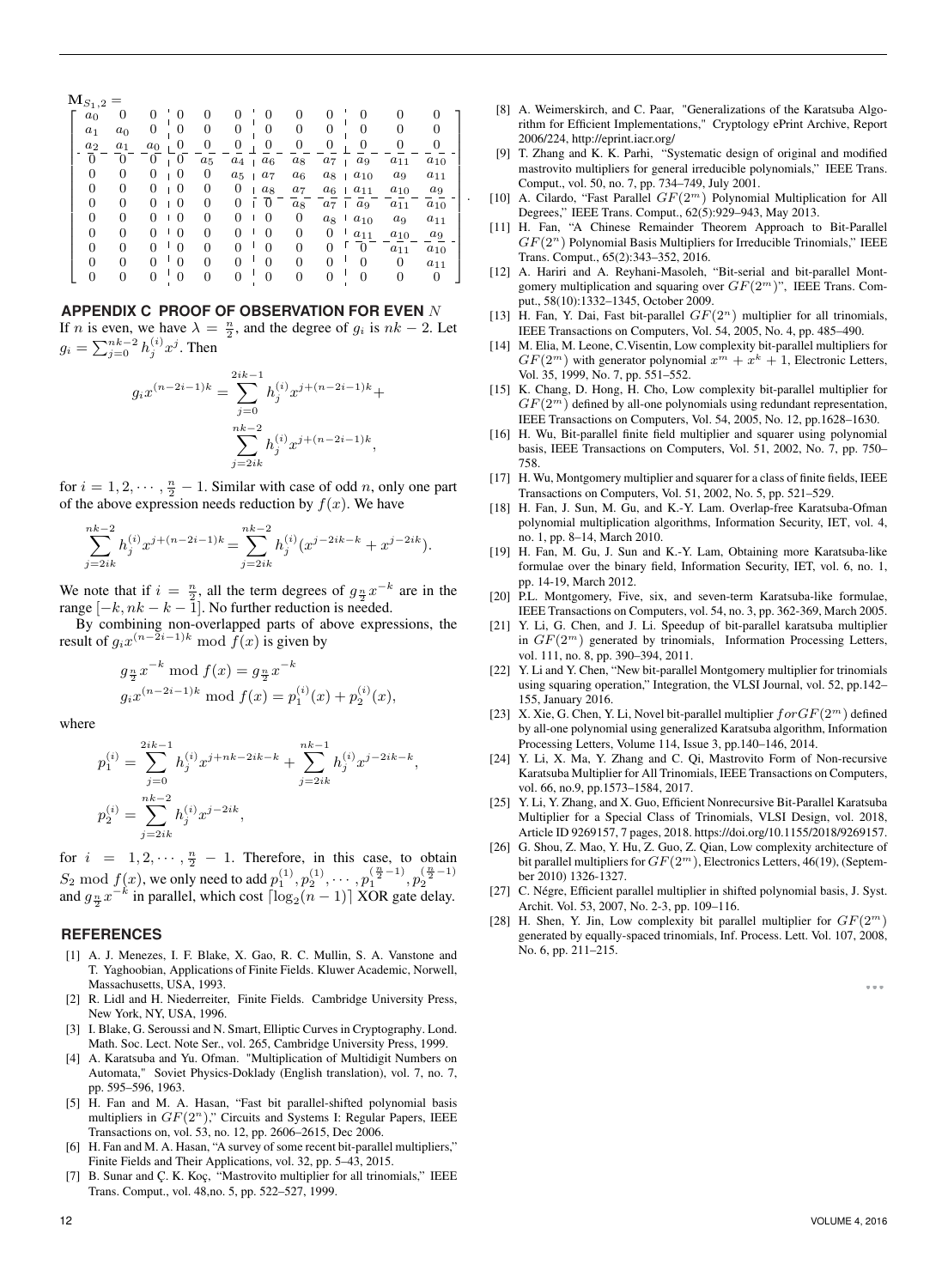$$
\mathbf{M}_{S_1,2} = \left[\begin{array}{ccc|ccc|ccc|ccc}
a_0 & 0 & 0 & 0 & 0 & 0 & 0 & 0 & 0 & 0 & 0 & 0 \\
a_1 & a_0 & 0 & 0 & 0 & 0 & 0 & 0 & 0 & 0 & 0 & 0 \\
a_2 & a_1 & a_0 & 0 & 0 & 0 & 0 & 0 & 0 & 0 & 0 & 0 \\
\hline
0 & 0 & 0 & 0 & a_5 & a_4 & a_6 & a_8 & a_7 & a_9 & a_{11} & a_{10} \\
0 & 0 & 0 & 0 & 0 & a_5 & a_7 & a_6 & a_8 & a_{10} & a_9 & a_{11} \\
0 & 0 & 0 & 0 & 0 & 0 & a_8 & a_7 & a_6 & a_{11} & a_{10} & a_9 \\
\hline
0 & 0 & 0 & 0 & 0 & 0 & 0 & a_8 & a_7 & a_9 & a_{11} & a_{10} \\
0 & 0 & 0 & 0 & 0 & 0 & 0 & 0 & a_8 & a_{10} & a_9 & a_{11} \\
0 & 0 & 0 & 0 & 0 & 0 & 0 & 0 & 0 & a_{11} & a_{10} & a_9 \\
\hline
0 & 0 & 0 & 0 & 0 & 0 & 0 & 0 & 0 & 0 & a_{11} & a_{10} \\
0 & 0 & 0 & 0 & 0 & 0 & 0 & 0 & 0 & 0 & 0 & a_{11} \\
0 & 0 & 0 & 0 & 0 & 0 & 0 & 0 & 0 & 0 & 0 & 0
\end{array}\right].
$$

## APPENDIX C PROOF OF OBSERVATION FOR EVEN $N$

If $n$ is even, we have $\lambda = \frac{n}{2}$, and the degree of $g_i$ is $nk-2$. Let $g_i = \sum_{j=0}^{nk-2} h_j^{(i)} x^j$. Then

$$
g_i x^{(n-2i-1)k} = \sum_{j=0}^{2ik-1} h_j^{(i)} x^{j+(n-2i-1)k} + \sum_{j=2ik}^{nk-2} h_j^{(i)} x^{j+(n-2i-1)k},
$$

for $i = 1, 2, \cdots, \frac{n}{2} - 1$. Similar with case of odd $n$, only one part of the above expression needs reduction by $f(x)$. We have

$$
\sum_{j=2ik}^{nk-2} h_j^{(i)} x^{j+(n-2i-1)k} = \sum_{j=2ik}^{nk-2} h_j^{(i)} (x^{j-2ik-k} + x^{j-2ik}).
$$

We note that if $i = \frac{n}{2}$, all the term degrees of $g_{\frac{n}{2}} x^{-k}$ are in the range $[-k, nk-k-1]$. No further reduction is needed.

By combining non-overlapped parts of above expressions, the result of $g_i x^{(n-2i-1)k} \bmod f(x)$ is given by

$$
g_{\frac{n}{2}} x^{-k} \bmod f(x) = g_{\frac{n}{2}} x^{-k}
$$
$$
g_i x^{(n-2i-1)k} \bmod f(x) = p_1^{(i)}(x) + p_2^{(i)}(x),
$$

where

$$
p_1^{(i)} = \sum_{j=0}^{2ik-1} h_j^{(i)} x^{j+nk-2ik-k} + \sum_{j=2ik}^{nk-1} h_j^{(i)} x^{j-2ik-k},
$$
$$
p_2^{(i)} = \sum_{j=2ik}^{nk-2} h_j^{(i)} x^{j-2ik},
$$

for $i = 1, 2, \cdots, \frac{n}{2} - 1$. Therefore, in this case, to obtain $S_2 \bmod f(x)$, we only need to add $p_1^{(1)}, p_2^{(1)}, \cdots, p_1^{(\frac{n}{2}-1)}, p_2^{(\frac{n}{2}-1)}$ and $g_{\frac{n}{2}} x^{-k}$ in parallel, which cost $\lceil \log_2(n-1) \rceil$ XOR gate delay.

## REFERENCES

[1] A. J. Menezes, I. F. Blake, X. Gao, R. C. Mullin, S. A. Vanstone and T. Yaghoobian, Applications of Finite Fields. Kluwer Academic, Norwell, Massachusetts, USA, 1993.

[2] R. Lidl and H. Niederreiter, Finite Fields. Cambridge University Press, New York, NY, USA, 1996.

[3] I. Blake, G. Seroussi and N. Smart, Elliptic Curves in Cryptography. Lond. Math. Soc. Lect. Note Ser., vol. 265, Cambridge University Press, 1999.

[4] A. Karatsuba and Yu. Ofman. "Multiplication of Multidigit Numbers on Automata," Soviet Physics-Doklady (English translation), vol. 7, no. 7, pp. 595–596, 1963.

[5] H. Fan and M. A. Hasan, "Fast bit parallel-shifted polynomial basis multipliers in $GF(2^n)$," Circuits and Systems I: Regular Papers, IEEE Transactions on, vol. 53, no. 12, pp. 2606–2615, Dec 2006.

[6] H. Fan and M. A. Hasan, "A survey of some recent bit-parallel multipliers," Finite Fields and Their Applications, vol. 32, pp. 5–43, 2015.

[7] B. Sunar and Ç. K. Koç, "Mastrovito multiplier for all trinomials," IEEE Trans. Comput., vol. 48,no. 5, pp. 522–527, 1999.

[8] A. Weimerskirch, and C. Paar, "Generalizations of the Karatsuba Algorithm for Efficient Implementations," Cryptology ePrint Archive, Report 2006/224, http://eprint.iacr.org/

[9] T. Zhang and K. K. Parhi, "Systematic design of original and modified mastrovito multipliers for general irreducible polynomials," IEEE Trans. Comput., vol. 50, no. 7, pp. 734–749, July 2001.

[10] A. Cilardo, "Fast Parallel $GF(2^m)$ Polynomial Multiplication for All Degrees," IEEE Trans. Comput., 62(5):929–943, May 2013.

[11] H. Fan, "A Chinese Remainder Theorem Approach to Bit-Parallel $GF(2^n)$ Polynomial Basis Multipliers for Irreducible Trinomials," IEEE Trans. Comput., 65(2):343–352, 2016.

[12] A. Hariri and A. Reyhani-Masoleh, "Bit-serial and bit-parallel Montgomery multiplication and squaring over $GF(2^m)$", IEEE Trans. Comput., 58(10):1332–1345, October 2009.

[13] H. Fan, Y. Dai, Fast bit-parallel $GF(2^n)$ multiplier for all trinomials, IEEE Transactions on Computers, Vol. 54, 2005, No. 4, pp. 485–490.

[14] M. Elia, M. Leone, C.Visentin, Low complexity bit-parallel multipliers for $GF(2^m)$ with generator polynomial $x^m + x^k + 1$, Electronic Letters, Vol. 35, 1999, No. 7, pp. 551–552.

[15] K. Chang, D. Hong, H. Cho, Low complexity bit-parallel multiplier for $GF(2^m)$ defined by all-one polynomials using redundant representation, IEEE Transactions on Computers, Vol. 54, 2005, No. 12, pp.1628–1630.

[16] H. Wu, Bit-parallel finite field multiplier and squarer using polynomial basis, IEEE Transactions on Computers, Vol. 51, 2002, No. 7, pp. 750–758.

[17] H. Wu, Montgomery multiplier and squarer for a class of finite fields, IEEE Transactions on Computers, Vol. 51, 2002, No. 5, pp. 521–529.

[18] H. Fan, J. Sun, M. Gu, and K.-Y. Lam. Overlap-free Karatsuba-Ofman polynomial multiplication algorithms, Information Security, IET, vol. 4, no. 1, pp. 8–14, March 2010.

[19] H. Fan, M. Gu, J. Sun and K.-Y. Lam, Obtaining more Karatsuba-like formulae over the binary field, Information Security, IET, vol. 6, no. 1, pp. 14-19, March 2012.

[20] P.L. Montgomery, Five, six, and seven-term Karatsuba-like formulae, IEEE Transactions on Computers, vol. 54, no. 3, pp. 362-369, March 2005.

[21] Y. Li, G. Chen, and J. Li. Speedup of bit-parallel karatsuba multiplier in $GF(2^m)$ generated by trinomials, Information Processing Letters, vol. 111, no. 8, pp. 390–394, 2011.

[22] Y. Li and Y. Chen, "New bit-parallel Montgomery multiplier for trinomials using squaring operation," Integration, the VLSI Journal, vol. 52, pp.142–155, January 2016.

[23] X. Xie, G. Chen, Y. Li, Novel bit-parallel multiplier $for GF(2^m)$ defined by all-one polynomial using generalized Karatsuba algorithm, Information Processing Letters, Volume 114, Issue 3, pp.140–146, 2014.

[24] Y. Li, X. Ma, Y. Zhang and C. Qi, Mastrovito Form of Non-recursive Karatsuba Multiplier for All Trinomials, IEEE Transactions on Computers, vol. 66, no.9, pp.1573–1584, 2017.

[25] Y. Li, Y. Zhang, and X. Guo, Efficient Nonrecursive Bit-Parallel Karatsuba Multiplier for a Special Class of Trinomials, VLSI Design, vol. 2018, Article ID 9269157, 7 pages, 2018. https://doi.org/10.1155/2018/9269157.

[26] G. Shou, Z. Mao, Y. Hu, Z. Guo, Z. Qian, Low complexity architecture of bit parallel multipliers for $GF(2^m)$, Electronics Letters, 46(19), (September 2010) 1326-1327.

[27] C. Négre, Efficient parallel multiplier in shifted polynomial basis, J. Syst. Archit. Vol. 53, 2007, No. 2-3, pp. 109–116.

[28] H. Shen, Y. Jin, Low complexity bit parallel multiplier for $GF(2^m)$ generated by equally-spaced trinomials, Inf. Process. Lett. Vol. 107, 2008, No. 6, pp. 211–215.